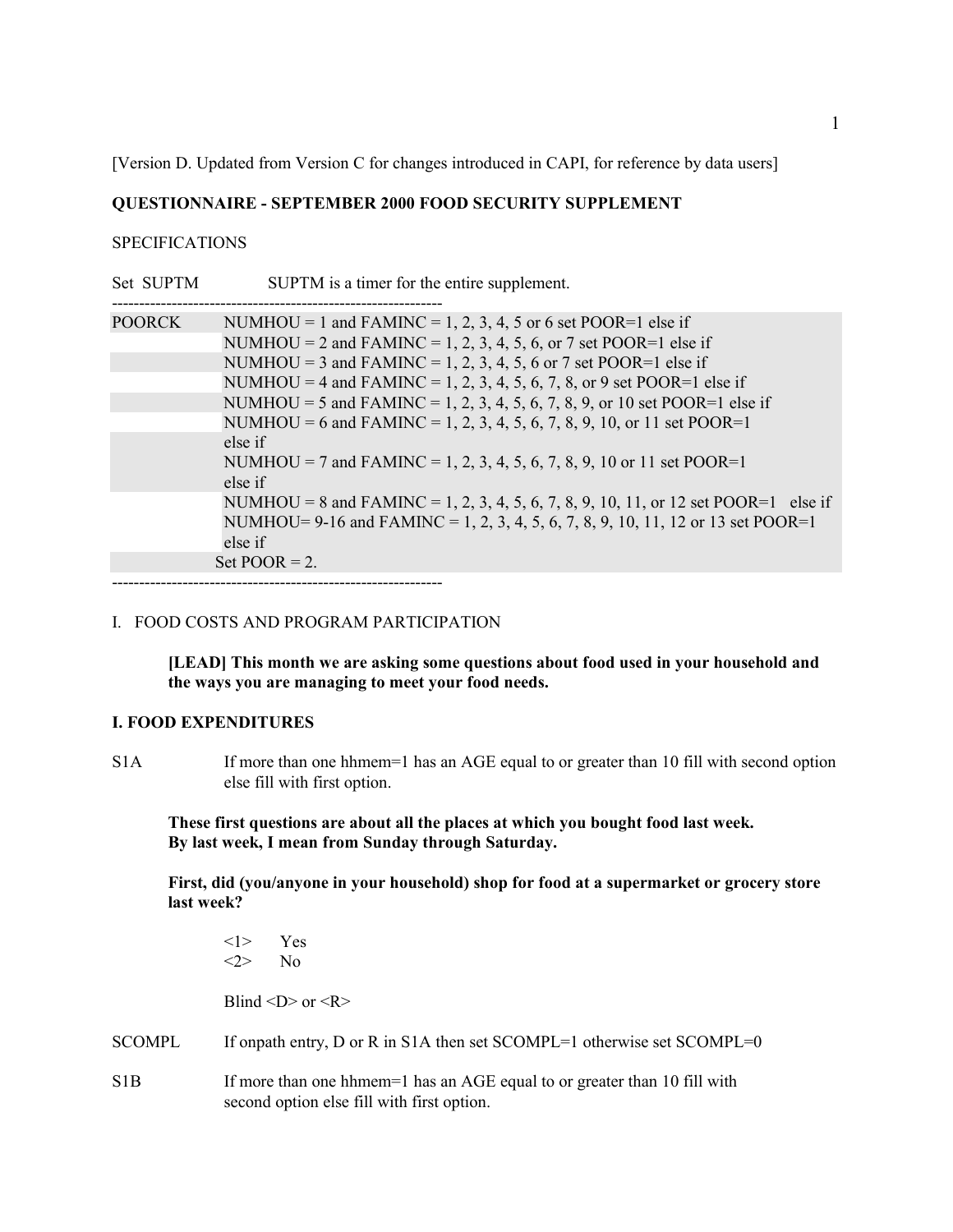[Version D. Updated from Version C for changes introduced in CAPI, for reference by data users]

**QUESTIONNAIRE - SEPTEMBER 2000 FOOD SECURITY SUPPLEMENT**

SPECIFICATIONS

Set SUPTM SUPTM is a timer for the entire supplement.

------------------------------------------------------------

POORCK NUMHOU = 1 and FAMINC = 1, 2, 3, 4, 5 or 6 set POOR=1 else if
NUMHOU = 2 and FAMINC = 1, 2, 3, 4, 5, 6, or 7 set POOR=1 else if
NUMHOU = 3 and FAMINC = 1, 2, 3, 4, 5, 6 or 7 set POOR=1 else if
NUMHOU = 4 and FAMINC = 1, 2, 3, 4, 5, 6, 7, 8, or 9 set POOR=1 else if
NUMHOU = 5 and FAMINC = 1, 2, 3, 4, 5, 6, 7, 8, 9, or 10 set POOR=1 else if
NUMHOU = 6 and FAMINC = 1, 2, 3, 4, 5, 6, 7, 8, 9, 10, or 11 set POOR=1
else if
NUMHOU = 7 and FAMINC = 1, 2, 3, 4, 5, 6, 7, 8, 9, 10 or 11 set POOR=1
else if
NUMHOU = 8 and FAMINC = 1, 2, 3, 4, 5, 6, 7, 8, 9, 10, 11, or 12 set POOR=1 else if
NUMHOU= 9-16 and FAMINC = 1, 2, 3, 4, 5, 6, 7, 8, 9, 10, 11, 12 or 13 set POOR=1
else if
Set POOR = 2.

------------------------------------------------------------

I. FOOD COSTS AND PROGRAM PARTICIPATION

**[LEAD] This month we are asking some questions about food used in your household and the ways you are managing to meet your food needs.**

**I. FOOD EXPENDITURES**

S1A If more than one hhmem=1 has an AGE equal to or greater than 10 fill with second option else fill with first option.

**These first questions are about all the places at which you bought food last week. By last week, I mean from Sunday through Saturday.**

**First, did (you/anyone in your household) shop for food at a supermarket or grocery store last week?**

<1> Yes
<2> No

Blind <D> or <R>

SCOMPL If onpath entry, D or R in S1A then set SCOMPL=1 otherwise set SCOMPL=0

S1B If more than one hhmem=1 has an AGE equal to or greater than 10 fill with second option else fill with first option.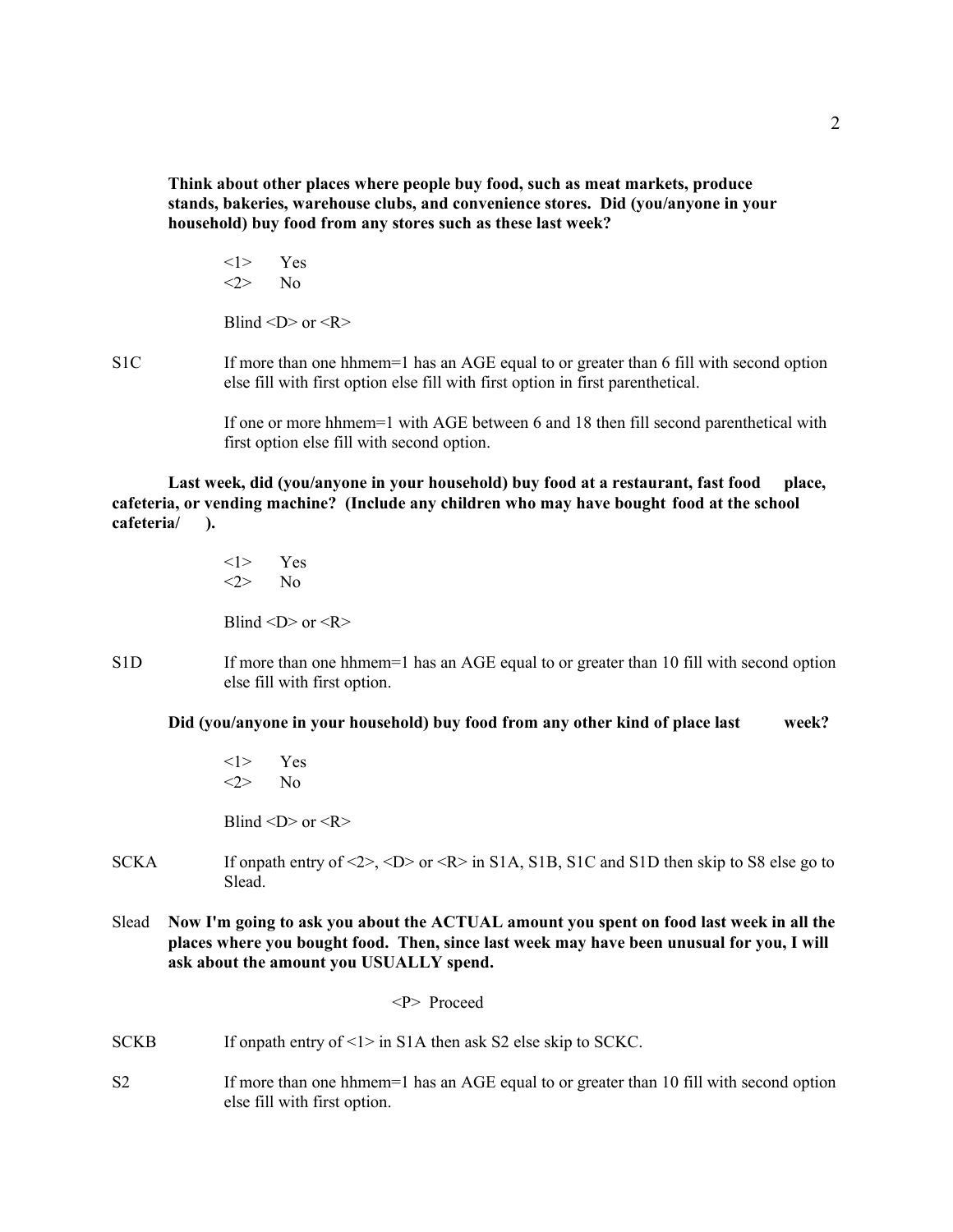**Think about other places where people buy food, such as meat markets, produce stands, bakeries, warehouse clubs, and convenience stores. Did (you/anyone in your household) buy food from any stores such as these last week?**

<1> Yes
<2> No

Blind <D> or <R>

S1C If more than one hhmem=1 has an AGE equal to or greater than 6 fill with second option else fill with first option else fill with first option in first parenthetical.

If one or more hhmem=1 with AGE between 6 and 18 then fill second parenthetical with first option else fill with second option.

**Last week, did (you/anyone in your household) buy food at a restaurant, fast food place, cafeteria, or vending machine? (Include any children who may have bought food at the school cafeteria/ ).**

<1> Yes
<2> No

Blind <D> or <R>

S1D If more than one hhmem=1 has an AGE equal to or greater than 10 fill with second option else fill with first option.

**Did (you/anyone in your household) buy food from any other kind of place last week?**

<1> Yes
<2> No

Blind <D> or <R>

SCKA If onpath entry of <2>, <D> or <R> in S1A, S1B, S1C and S1D then skip to S8 else go to Slead.

Slead **Now I'm going to ask you about the ACTUAL amount you spent on food last week in all the places where you bought food. Then, since last week may have been unusual for you, I will ask about the amount you USUALLY spend.**

<P> Proceed

SCKB If onpath entry of <1> in S1A then ask S2 else skip to SCKC.

S2 If more than one hhmem=1 has an AGE equal to or greater than 10 fill with second option else fill with first option.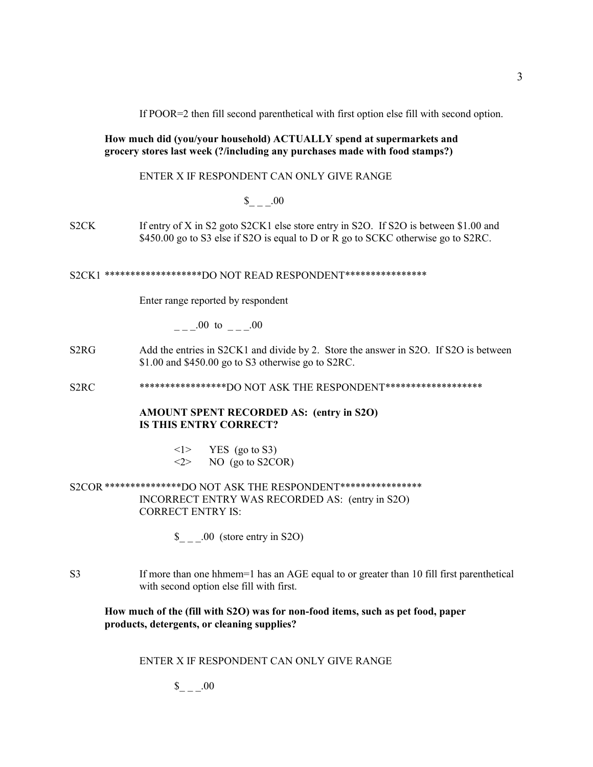If POOR=2 then fill second parenthetical with first option else fill with second option.

**How much did (you/your household) ACTUALLY spend at supermarkets and grocery stores last week (?/including any purchases made with food stamps?)**

ENTER X IF RESPONDENT CAN ONLY GIVE RANGE

$_ _ _.00

S2CK If entry of X in S2 goto S2CK1 else store entry in S2O. If S2O is between $1.00 and $450.00 go to S3 else if S2O is equal to D or R go to SCKC otherwise go to S2RC.

S2CK1 *******************DO NOT READ RESPONDENT****************

Enter range reported by respondent

_ _ _.00 to _ _ _.00

S2RG Add the entries in S2CK1 and divide by 2. Store the answer in S2O. If S2O is between $1.00 and $450.00 go to S3 otherwise go to S2RC.

S2RC *****************DO NOT ASK THE RESPONDENT*******************

**AMOUNT SPENT RECORDED AS: (entry in S2O)**
**IS THIS ENTRY CORRECT?**

<1> YES (go to S3)
<2> NO (go to S2COR)

S2COR ***************DO NOT ASK THE RESPONDENT****************
INCORRECT ENTRY WAS RECORDED AS: (entry in S2O)
CORRECT ENTRY IS:

$_ _ _.00 (store entry in S2O)

S3 If more than one hhmem=1 has an AGE equal to or greater than 10 fill first parenthetical with second option else fill with first.

**How much of the (fill with S2O) was for non-food items, such as pet food, paper products, detergents, or cleaning supplies?**

ENTER X IF RESPONDENT CAN ONLY GIVE RANGE

$_ _ _.00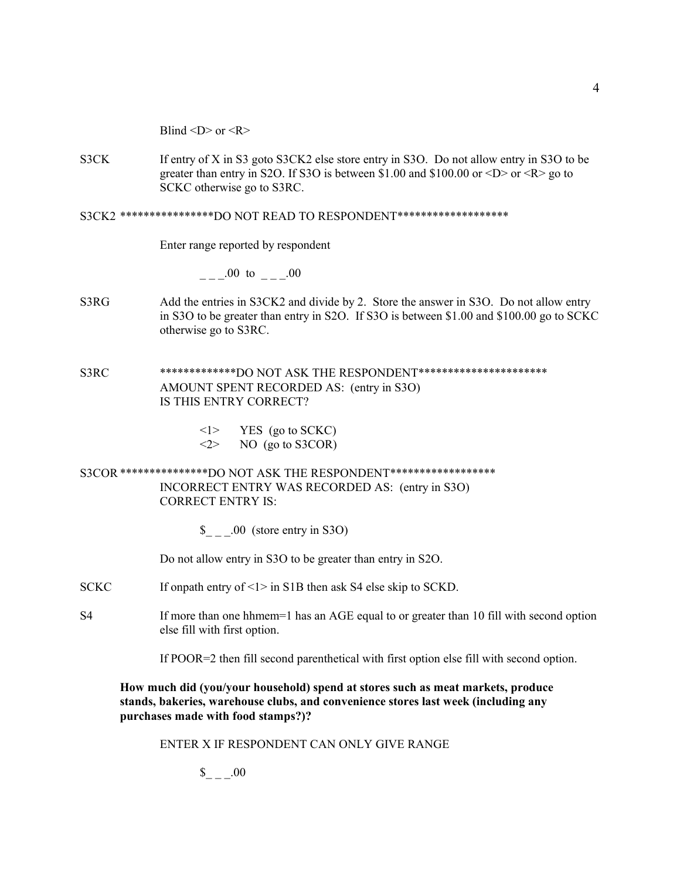Blind <D> or <R>

S3CK If entry of X in S3 goto S3CK2 else store entry in S3O. Do not allow entry in S3O to be greater than entry in S2O. If S3O is between $1.00 and $100.00 or <D> or <R> go to SCKC otherwise go to S3RC.

S3CK2 ****************DO NOT READ TO RESPONDENT*******************

Enter range reported by respondent

_ _ _.00 to _ _ _.00

S3RG Add the entries in S3CK2 and divide by 2. Store the answer in S3O. Do not allow entry in S3O to be greater than entry in S2O. If S3O is between $1.00 and $100.00 go to SCKC otherwise go to S3RC.

S3RC *************DO NOT ASK THE RESPONDENT**********************
AMOUNT SPENT RECORDED AS: (entry in S3O)
IS THIS ENTRY CORRECT?

<1> YES (go to SCKC)
<2> NO (go to S3COR)

S3COR ***************DO NOT ASK THE RESPONDENT******************
INCORRECT ENTRY WAS RECORDED AS: (entry in S3O)
CORRECT ENTRY IS:

$_ _ _.00 (store entry in S3O)

Do not allow entry in S3O to be greater than entry in S2O.

SCKC If onpath entry of <1> in S1B then ask S4 else skip to SCKD.

S4 If more than one hhmem=1 has an AGE equal to or greater than 10 fill with second option else fill with first option.

If POOR=2 then fill second parenthetical with first option else fill with second option.

**How much did (you/your household) spend at stores such as meat markets, produce stands, bakeries, warehouse clubs, and convenience stores last week (including any purchases made with food stamps?)?**

ENTER X IF RESPONDENT CAN ONLY GIVE RANGE

$_ _ _.00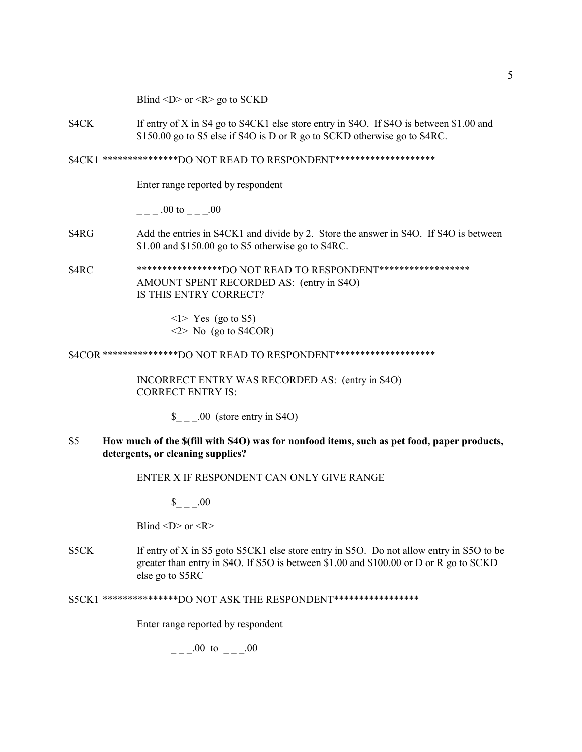Blind <D> or <R> go to SCKD

S4CK	If entry of X in S4 go to S4CK1 else store entry in S4O. If S4O is between $1.00 and $150.00 go to S5 else if S4O is D or R go to SCKD otherwise go to S4RC.

S4CK1 ***************DO NOT READ TO RESPONDENT********************

Enter range reported by respondent

_ _ _ .00 to _ _ _.00

S4RG	Add the entries in S4CK1 and divide by 2. Store the answer in S4O. If S4O is between $1.00 and $150.00 go to S5 otherwise go to S4RC.

S4RC	*****************DO NOT READ TO RESPONDENT******************
AMOUNT SPENT RECORDED AS: (entry in S4O)
IS THIS ENTRY CORRECT?

<1> Yes (go to S5)
<2> No (go to S4COR)

S4COR ***************DO NOT READ TO RESPONDENT********************

INCORRECT ENTRY WAS RECORDED AS: (entry in S4O)
CORRECT ENTRY IS:

$_ _ _.00 (store entry in S4O)

S5	**How much of the $(fill with S4O) was for nonfood items, such as pet food, paper products, detergents, or cleaning supplies?**

ENTER X IF RESPONDENT CAN ONLY GIVE RANGE

$_ _ _.00

Blind <D> or <R>

S5CK	If entry of X in S5 goto S5CK1 else store entry in S5O. Do not allow entry in S5O to be greater than entry in S4O. If S5O is between $1.00 and $100.00 or D or R go to SCKD else go to S5RC

S5CK1 ***************DO NOT ASK THE RESPONDENT*****************

Enter range reported by respondent

_ _ _.00 to _ _ _.00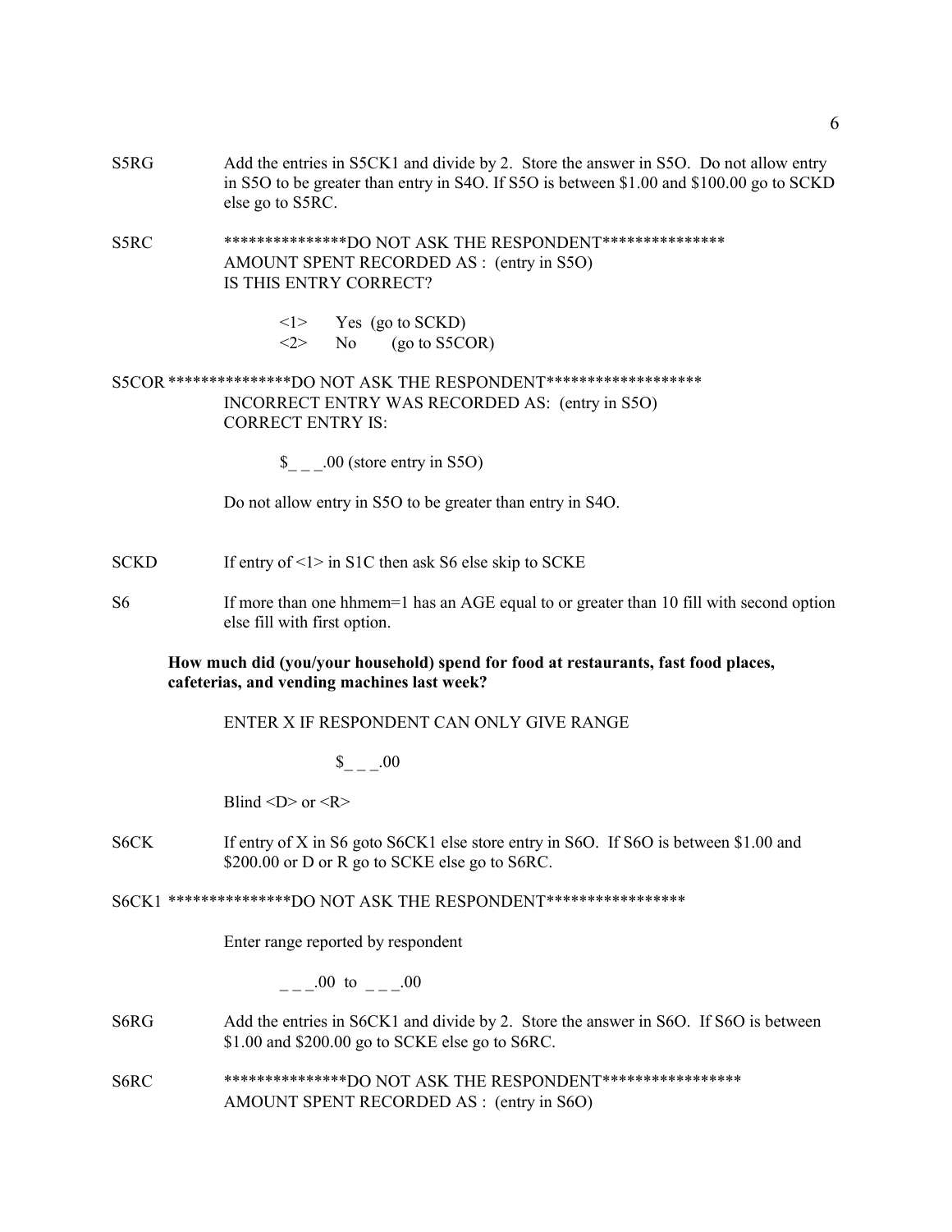S5RG Add the entries in S5CK1 and divide by 2. Store the answer in S5O. Do not allow entry in S5O to be greater than entry in S4O. If S5O is between $1.00 and $100.00 go to SCKD else go to S5RC.

S5RC ***************DO NOT ASK THE RESPONDENT***************
AMOUNT SPENT RECORDED AS : (entry in S5O)
IS THIS ENTRY CORRECT?

<1> Yes (go to SCKD)
<2> No (go to S5COR)

S5COR ***************DO NOT ASK THE RESPONDENT*******************
INCORRECT ENTRY WAS RECORDED AS: (entry in S5O)
CORRECT ENTRY IS:

$_ _ _.00 (store entry in S5O)

Do not allow entry in S5O to be greater than entry in S4O.

SCKD If entry of <1> in S1C then ask S6 else skip to SCKE

S6 If more than one hhmem=1 has an AGE equal to or greater than 10 fill with second option else fill with first option.

**How much did (you/your household) spend for food at restaurants, fast food places, cafeterias, and vending machines last week?**

ENTER X IF RESPONDENT CAN ONLY GIVE RANGE

$_ _ _.00

Blind <D> or <R>

S6CK If entry of X in S6 goto S6CK1 else store entry in S6O. If S6O is between $1.00 and $200.00 or D or R go to SCKE else go to S6RC.

S6CK1 ***************DO NOT ASK THE RESPONDENT*****************

Enter range reported by respondent

_ _ _.00 to _ _ _.00

S6RG Add the entries in S6CK1 and divide by 2. Store the answer in S6O. If S6O is between $1.00 and $200.00 go to SCKE else go to S6RC.

S6RC ***************DO NOT ASK THE RESPONDENT*****************
AMOUNT SPENT RECORDED AS : (entry in S6O)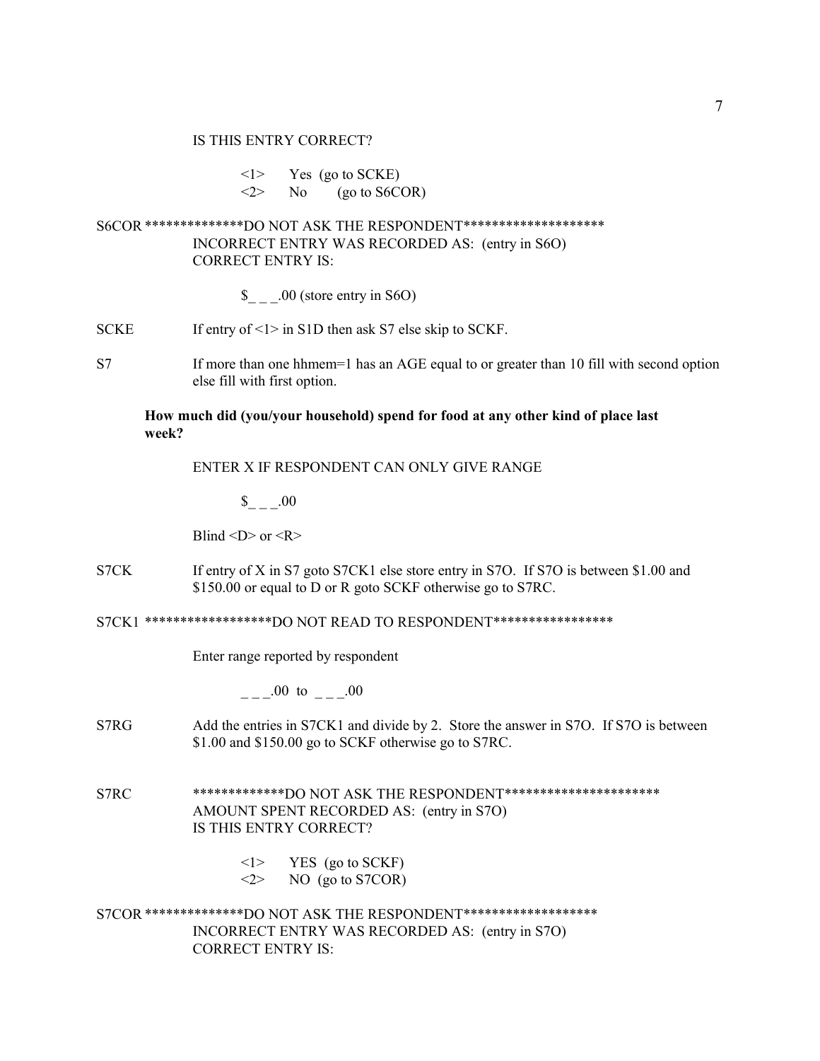IS THIS ENTRY CORRECT?

<1> Yes (go to SCKE)
<2> No (go to S6COR)

S6COR **************DO NOT ASK THE RESPONDENT********************
INCORRECT ENTRY WAS RECORDED AS: (entry in S6O)
CORRECT ENTRY IS:

$_ _ _.00 (store entry in S6O)

SCKE If entry of <1> in S1D then ask S7 else skip to SCKF.

S7 If more than one hhmem=1 has an AGE equal to or greater than 10 fill with second option else fill with first option.

**How much did (you/your household) spend for food at any other kind of place last week?**

ENTER X IF RESPONDENT CAN ONLY GIVE RANGE

$_ _ _.00

Blind <D> or <R>

S7CK If entry of X in S7 goto S7CK1 else store entry in S7O. If S7O is between $1.00 and $150.00 or equal to D or R goto SCKF otherwise go to S7RC.

S7CK1 ******************DO NOT READ TO RESPONDENT*****************

Enter range reported by respondent

_ _ _.00 to _ _ _.00

S7RG Add the entries in S7CK1 and divide by 2. Store the answer in S7O. If S7O is between $1.00 and $150.00 go to SCKF otherwise go to S7RC.

S7RC *************DO NOT ASK THE RESPONDENT*********************
AMOUNT SPENT RECORDED AS: (entry in S7O)
IS THIS ENTRY CORRECT?

<1> YES (go to SCKF)
<2> NO (go to S7COR)

S7COR **************DO NOT ASK THE RESPONDENT*******************
INCORRECT ENTRY WAS RECORDED AS: (entry in S7O)
CORRECT ENTRY IS: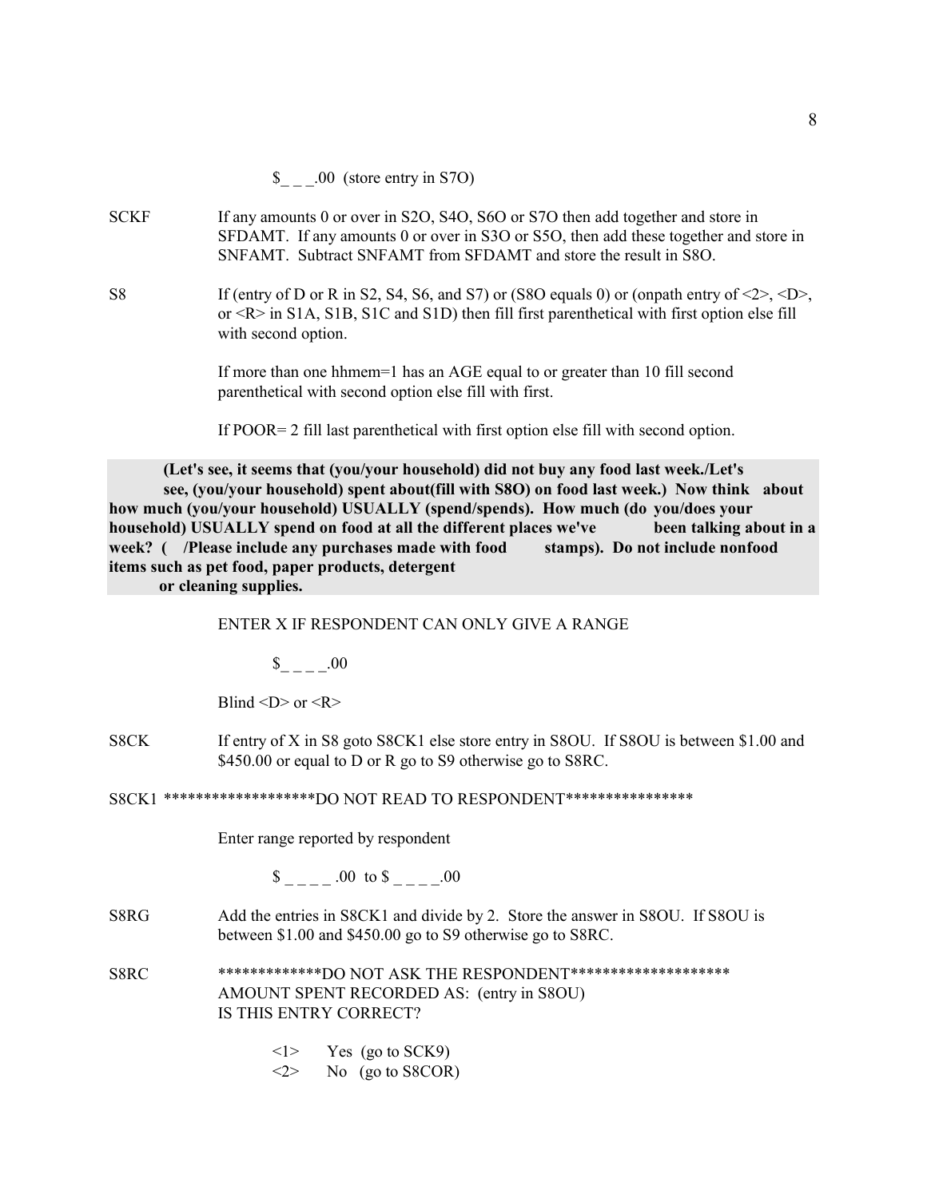$_ _ _.00 (store entry in S7O)

SCKF If any amounts 0 or over in S2O, S4O, S6O or S7O then add together and store in SFDAMT. If any amounts 0 or over in S3O or S5O, then add these together and store in SNFAMT. Subtract SNFAMT from SFDAMT and store the result in S8O.

S8 If (entry of D or R in S2, S4, S6, and S7) or (S8O equals 0) or (onpath entry of <2>, <D>, or <R> in S1A, S1B, S1C and S1D) then fill first parenthetical with first option else fill with second option.

If more than one hhmem=1 has an AGE equal to or greater than 10 fill second parenthetical with second option else fill with first.

If POOR= 2 fill last parenthetical with first option else fill with second option.

**(Let's see, it seems that (you/your household) did not buy any food last week./Let's see, (you/your household) spent about(fill with S8O) on food last week.) Now think about how much (you/your household) USUALLY (spend/spends). How much (do you/does your household) USUALLY spend on food at all the different places we've been talking about in a week? ( /Please include any purchases made with food stamps). Do not include nonfood items such as pet food, paper products, detergent or cleaning supplies.**

ENTER X IF RESPONDENT CAN ONLY GIVE A RANGE

$_ _ _ _.00

Blind <D> or <R>

S8CK If entry of X in S8 goto S8CK1 else store entry in S8OU. If S8OU is between $1.00 and $450.00 or equal to D or R go to S9 otherwise go to S8RC.

S8CK1 *******************DO NOT READ TO RESPONDENT****************

Enter range reported by respondent

$ _ _ _ _ .00 to $ _ _ _ _.00

S8RG Add the entries in S8CK1 and divide by 2. Store the answer in S8OU. If S8OU is between $1.00 and $450.00 go to S9 otherwise go to S8RC.

S8RC *************DO NOT ASK THE RESPONDENT********************
AMOUNT SPENT RECORDED AS: (entry in S8OU)
IS THIS ENTRY CORRECT?

<1> Yes (go to SCK9)
<2> No (go to S8COR)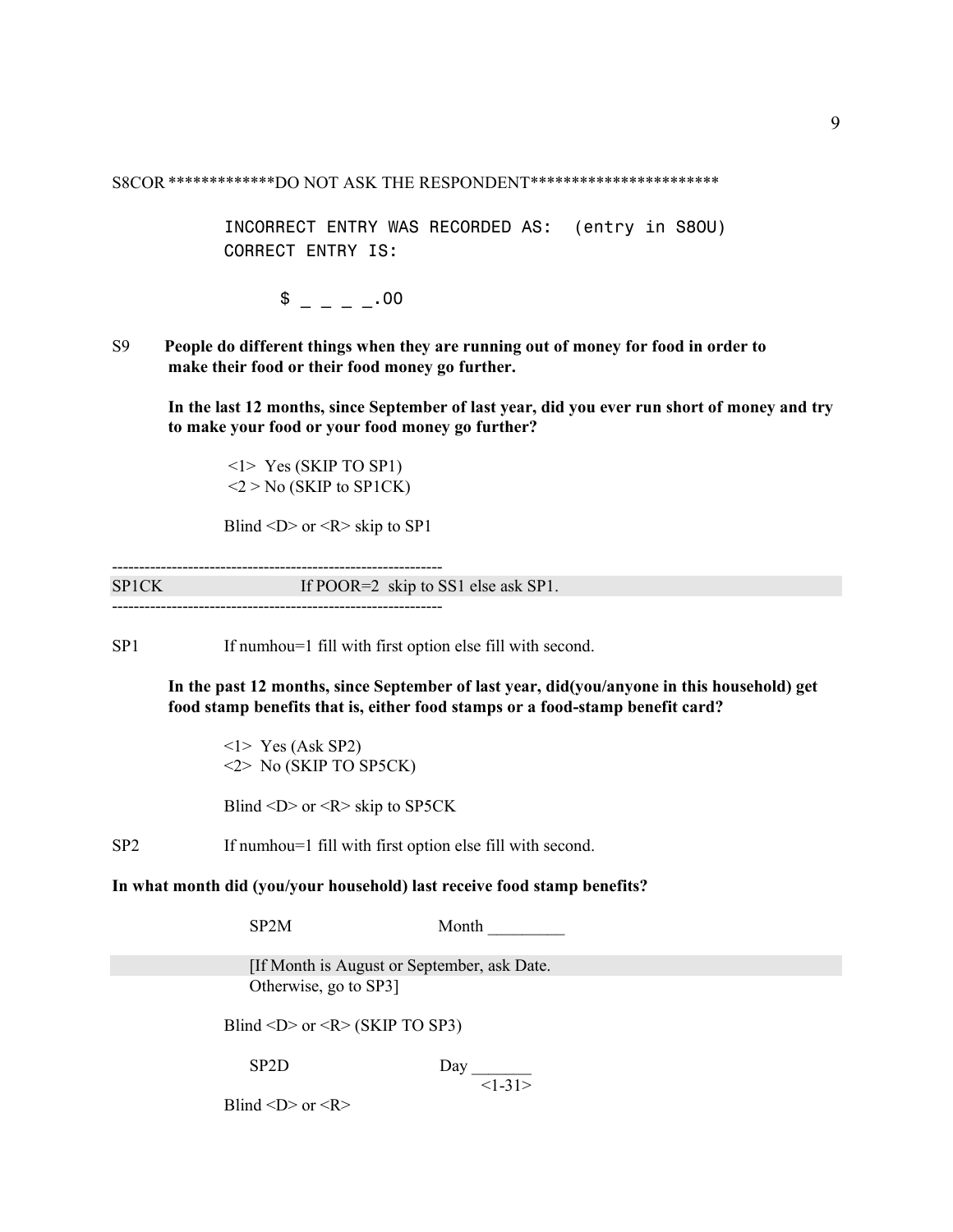S8COR *************DO NOT ASK THE RESPONDENT***********************

```
INCORRECT ENTRY WAS RECORDED AS:  (entry in S8OU)
CORRECT ENTRY IS:

      $ _ _ _ _.00
```

S9 **People do different things when they are running out of money for food in order to make their food or their food money go further.**

**In the last 12 months, since September of last year, did you ever run short of money and try to make your food or your food money go further?**

<1> Yes (SKIP TO SP1)
<2 > No (SKIP to SP1CK)

Blind <D> or <R> skip to SP1

---

SP1CK If POOR=2 skip to SS1 else ask SP1.

---

SP1 If numhou=1 fill with first option else fill with second.

**In the past 12 months, since September of last year, did(you/anyone in this household) get food stamp benefits that is, either food stamps or a food-stamp benefit card?**

<1> Yes (Ask SP2)
<2> No (SKIP TO SP5CK)

Blind <D> or <R> skip to SP5CK

SP2 If numhou=1 fill with first option else fill with second.

**In what month did (you/your household) last receive food stamp benefits?**

SP2M Month _________

[If Month is August or September, ask Date.
Otherwise, go to SP3]

Blind <D> or <R> (SKIP TO SP3)

SP2D Day _______ <1-31>

Blind <D> or <R>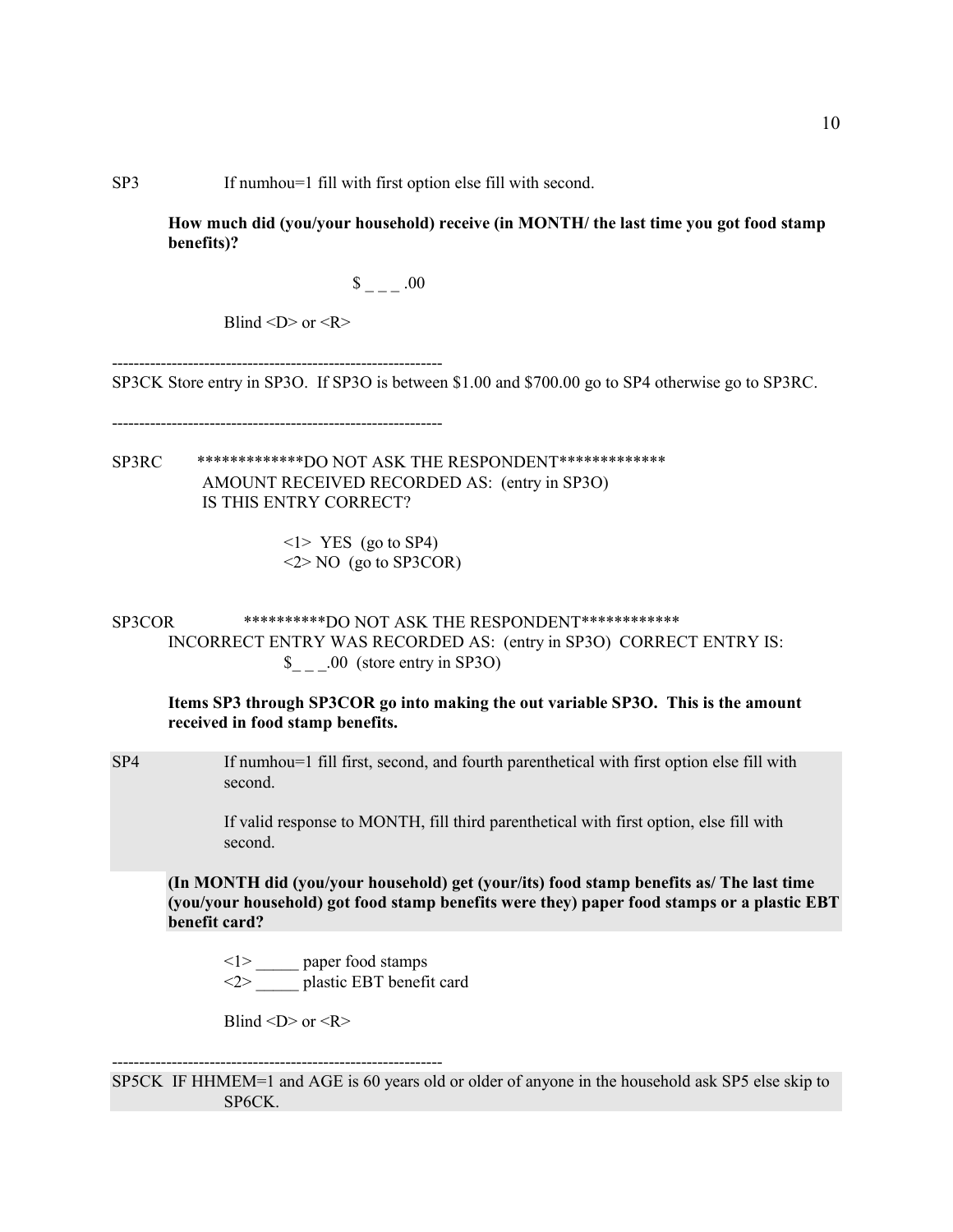SP3 If numhou=1 fill with first option else fill with second.

**How much did (you/your household) receive (in MONTH/ the last time you got food stamp benefits)?**

$ _ _ _ .00

Blind <D> or <R>

-------------------------------------------------------------

SP3CK Store entry in SP3O. If SP3O is between $1.00 and $700.00 go to SP4 otherwise go to SP3RC.

-------------------------------------------------------------

SP3RC *************DO NOT ASK THE RESPONDENT*************
AMOUNT RECEIVED RECORDED AS: (entry in SP3O)
IS THIS ENTRY CORRECT?

<1> YES (go to SP4)
<2> NO (go to SP3COR)

SP3COR **********DO NOT ASK THE RESPONDENT************
INCORRECT ENTRY WAS RECORDED AS: (entry in SP3O) CORRECT ENTRY IS:
$_ _ _.00 (store entry in SP3O)

**Items SP3 through SP3COR go into making the out variable SP3O. This is the amount received in food stamp benefits.**

SP4 If numhou=1 fill first, second, and fourth parenthetical with first option else fill with second.

If valid response to MONTH, fill third parenthetical with first option, else fill with second.

**(In MONTH did (you/your household) get (your/its) food stamp benefits as/ The last time (you/your household) got food stamp benefits were they) paper food stamps or a plastic EBT benefit card?**

<1> _____ paper food stamps
<2> _____ plastic EBT benefit card

Blind <D> or <R>

-------------------------------------------------------------

SP5CK IF HHMEM=1 and AGE is 60 years old or older of anyone in the household ask SP5 else skip to SP6CK.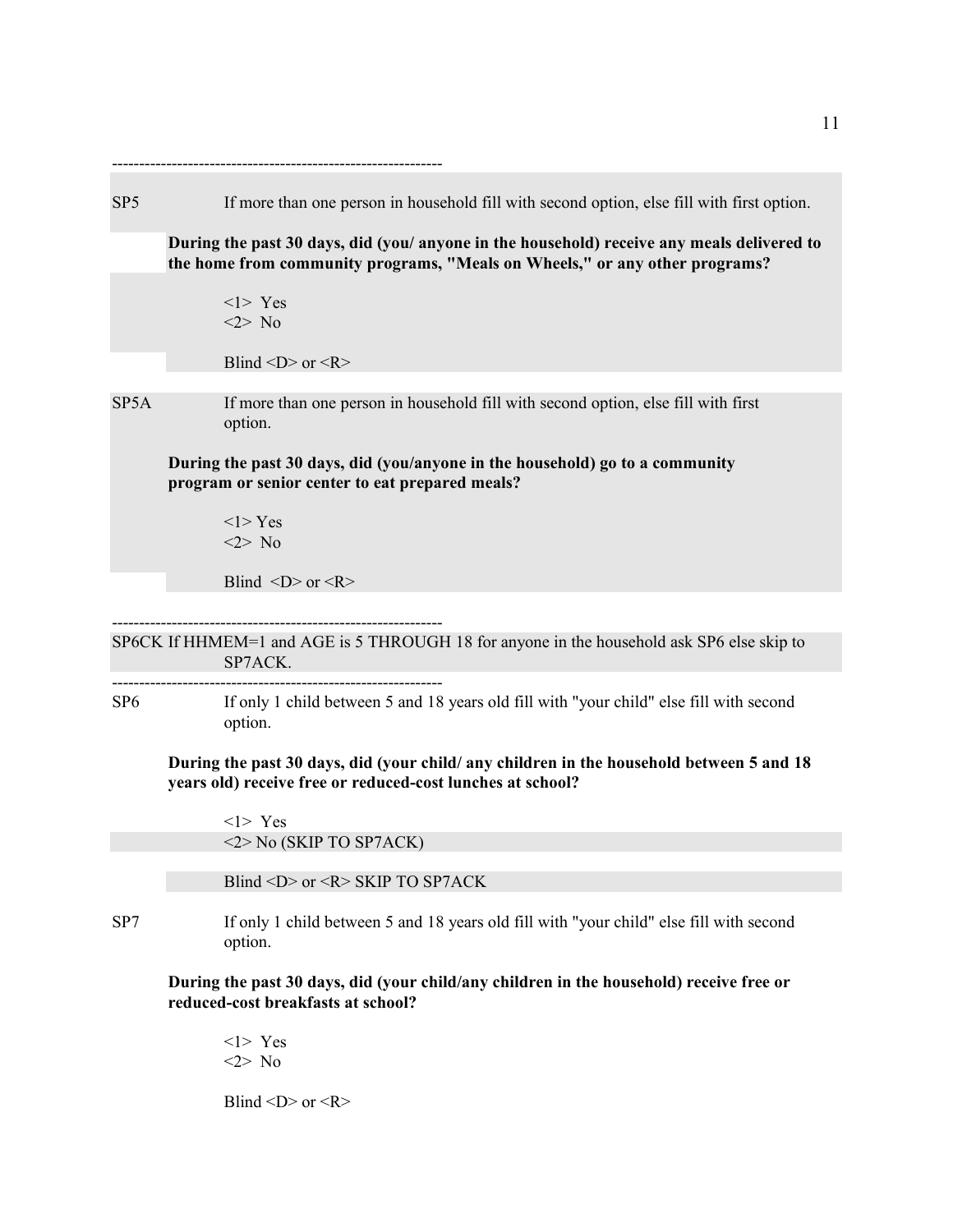-------------------------------------------------------------

SP5 If more than one person in household fill with second option, else fill with first option.

**During the past 30 days, did (you/ anyone in the household) receive any meals delivered to the home from community programs, "Meals on Wheels," or any other programs?**

<1> Yes
<2> No

Blind <D> or <R>

SP5A If more than one person in household fill with second option, else fill with first option.

**During the past 30 days, did (you/anyone in the household) go to a community program or senior center to eat prepared meals?**

<1> Yes
<2> No

Blind <D> or <R>

-------------------------------------------------------------

SP6CK If HHMEM=1 and AGE is 5 THROUGH 18 for anyone in the household ask SP6 else skip to SP7ACK.

-------------------------------------------------------------

SP6 If only 1 child between 5 and 18 years old fill with "your child" else fill with second option.

**During the past 30 days, did (your child/ any children in the household between 5 and 18 years old) receive free or reduced-cost lunches at school?**

<1> Yes
<2> No (SKIP TO SP7ACK)

Blind <D> or <R> SKIP TO SP7ACK

SP7 If only 1 child between 5 and 18 years old fill with "your child" else fill with second option.

**During the past 30 days, did (your child/any children in the household) receive free or reduced-cost breakfasts at school?**

<1> Yes
<2> No

Blind <D> or <R>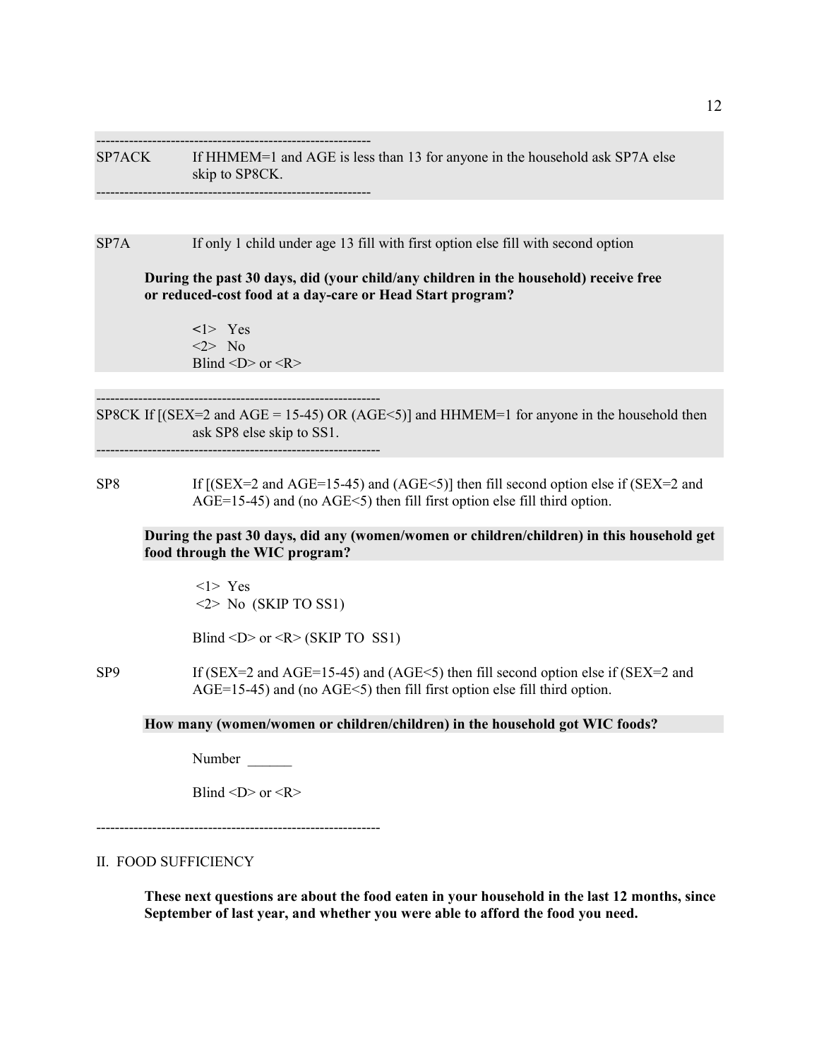-----------------------------------------------------------

SP7ACK If HHMEM=1 and AGE is less than 13 for anyone in the household ask SP7A else skip to SP8CK.

-----------------------------------------------------------

SP7A If only 1 child under age 13 fill with first option else fill with second option

**During the past 30 days, did (your child/any children in the household) receive free or reduced-cost food at a day-care or Head Start program?**

<1> Yes
<2> No
Blind <D> or <R>

-------------------------------------------------------------

SP8CK If [(SEX=2 and AGE = 15-45) OR (AGE<5)] and HHMEM=1 for anyone in the household then ask SP8 else skip to SS1.

-------------------------------------------------------------

SP8 If [(SEX=2 and AGE=15-45) and (AGE<5)] then fill second option else if (SEX=2 and AGE=15-45) and (no AGE<5) then fill first option else fill third option.

**During the past 30 days, did any (women/women or children/children) in this household get food through the WIC program?**

<1> Yes
<2> No (SKIP TO SS1)

Blind <D> or <R> (SKIP TO SS1)

SP9 If (SEX=2 and AGE=15-45) and (AGE<5) then fill second option else if (SEX=2 and AGE=15-45) and (no AGE<5) then fill first option else fill third option.

**How many (women/women or children/children) in the household got WIC foods?**

Number ______

Blind <D> or <R>

-------------------------------------------------------------

II. FOOD SUFFICIENCY

**These next questions are about the food eaten in your household in the last 12 months, since September of last year, and whether you were able to afford the food you need.**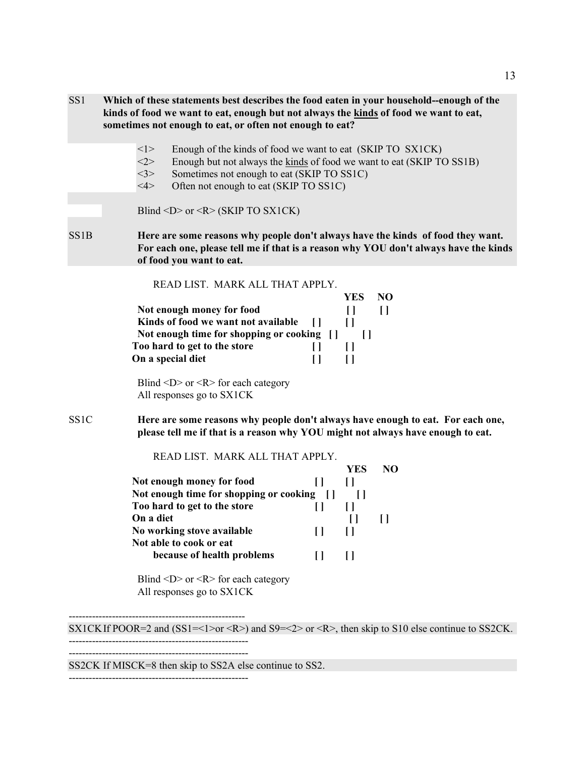SS1 **Which of these statements best describes the food eaten in your household--enough of the kinds of food we want to eat, enough but not always the <u>kinds</u> of food we want to eat, sometimes not enough to eat, or often not enough to eat?**

<1> Enough of the kinds of food we want to eat (SKIP TO SX1CK)
<2> Enough but not always the <u>kinds</u> of food we want to eat (SKIP TO SS1B)
<3> Sometimes not enough to eat (SKIP TO SS1C)
<4> Often not enough to eat (SKIP TO SS1C)

Blind <D> or <R> (SKIP TO SX1CK)

SS1B **Here are some reasons why people don't always have the kinds of food they want. For each one, please tell me if that is a reason why YOU don't always have the kinds of food you want to eat.**

READ LIST. MARK ALL THAT APPLY.

| | YES | NO |
|---|---|---|
| **Not enough money for food** | **[ ]** | **[ ]** |
| **Kinds of food we want not available** | **[ ]** | **[ ]** |
| **Not enough time for shopping or cooking** | **[ ]** | **[ ]** |
| **Too hard to get to the store** | **[ ]** | **[ ]** |
| **On a special diet** | **[ ]** | **[ ]** |

Blind <D> or <R> for each category
All responses go to SX1CK

SS1C **Here are some reasons why people don't always have enough to eat. For each one, please tell me if that is a reason why YOU might not always have enough to eat.**

READ LIST. MARK ALL THAT APPLY.

| | YES | NO |
|---|---|---|
| **Not enough money for food** | **[ ]** | **[ ]** |
| **Not enough time for shopping or cooking** | **[ ]** | **[ ]** |
| **Too hard to get to the store** | **[ ]** | **[ ]** |
| **On a diet** | **[ ]** | **[ ]** |
| **No working stove available** | **[ ]** | **[ ]** |
| **Not able to cook or eat because of health problems** | **[ ]** | **[ ]** |

Blind <D> or <R> for each category
All responses go to SX1CK

------------------------------------------------------
SX1CK If POOR=2 and (SS1=<1>or <R>) and S9=<2> or <R>, then skip to S10 else continue to SS2CK.
------------------------------------------------------

------------------------------------------------------
SS2CK If MISCK=8 then skip to SS2A else continue to SS2.
------------------------------------------------------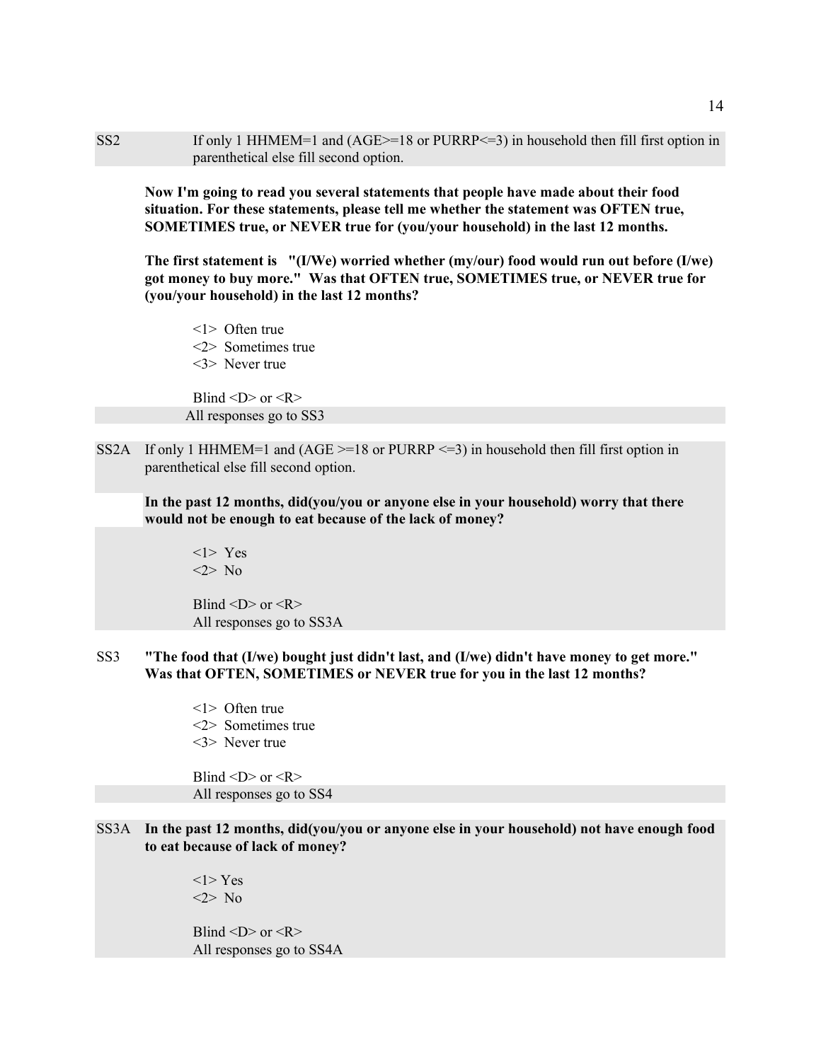SS2 If only 1 HHMEM=1 and (AGE>=18 or PURRP<=3) in household then fill first option in parenthetical else fill second option.

**Now I'm going to read you several statements that people have made about their food situation. For these statements, please tell me whether the statement was OFTEN true, SOMETIMES true, or NEVER true for (you/your household) in the last 12 months.**

**The first statement is "(I/We) worried whether (my/our) food would run out before (I/we) got money to buy more." Was that OFTEN true, SOMETIMES true, or NEVER true for (you/your household) in the last 12 months?**

<1> Often true
<2> Sometimes true
<3> Never true

Blind <D> or <R>
All responses go to SS3

SS2A If only 1 HHMEM=1 and (AGE >=18 or PURRP <=3) in household then fill first option in parenthetical else fill second option.

**In the past 12 months, did(you/you or anyone else in your household) worry that there would not be enough to eat because of the lack of money?**

<1> Yes
<2> No

Blind <D> or <R>
All responses go to SS3A

SS3 **"The food that (I/we) bought just didn't last, and (I/we) didn't have money to get more." Was that OFTEN, SOMETIMES or NEVER true for you in the last 12 months?**

<1> Often true
<2> Sometimes true
<3> Never true

Blind <D> or <R>
All responses go to SS4

SS3A **In the past 12 months, did(you/you or anyone else in your household) not have enough food to eat because of lack of money?**

<1> Yes
<2> No

Blind <D> or <R>
All responses go to SS4A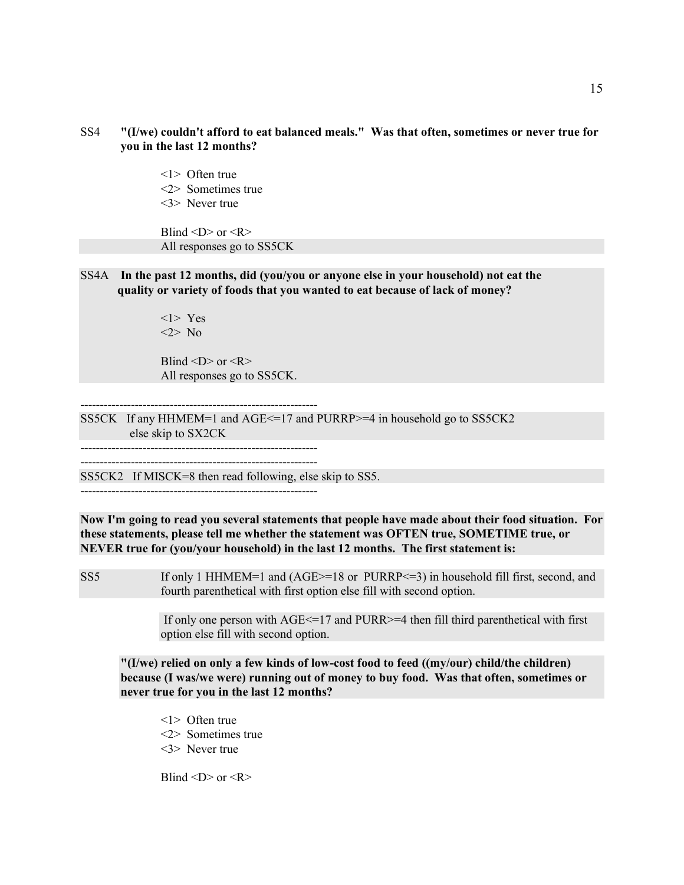SS4 **"(I/we) couldn't afford to eat balanced meals." Was that often, sometimes or never true for you in the last 12 months?**

<1> Often true
<2> Sometimes true
<3> Never true

Blind <D> or <R>
All responses go to SS5CK

SS4A **In the past 12 months, did (you/you or anyone else in your household) not eat the quality or variety of foods that you wanted to eat because of lack of money?**

<1> Yes
<2> No

Blind <D> or <R>
All responses go to SS5CK.

------------------------------------------------------------

SS5CK If any HHMEM=1 and AGE<=17 and PURRP>=4 in household go to SS5CK2 else skip to SX2CK

------------------------------------------------------------

------------------------------------------------------------

SS5CK2 If MISCK=8 then read following, else skip to SS5.

------------------------------------------------------------

**Now I'm going to read you several statements that people have made about their food situation. For these statements, please tell me whether the statement was OFTEN true, SOMETIME true, or NEVER true for (you/your household) in the last 12 months. The first statement is:**

SS5 If only 1 HHMEM=1 and (AGE>=18 or PURRP<=3) in household fill first, second, and fourth parenthetical with first option else fill with second option.

If only one person with AGE<=17 and PURR>=4 then fill third parenthetical with first option else fill with second option.

**"(I/we) relied on only a few kinds of low-cost food to feed ((my/our) child/the children) because (I was/we were) running out of money to buy food. Was that often, sometimes or never true for you in the last 12 months?**

<1> Often true
<2> Sometimes true
<3> Never true

Blind <D> or <R>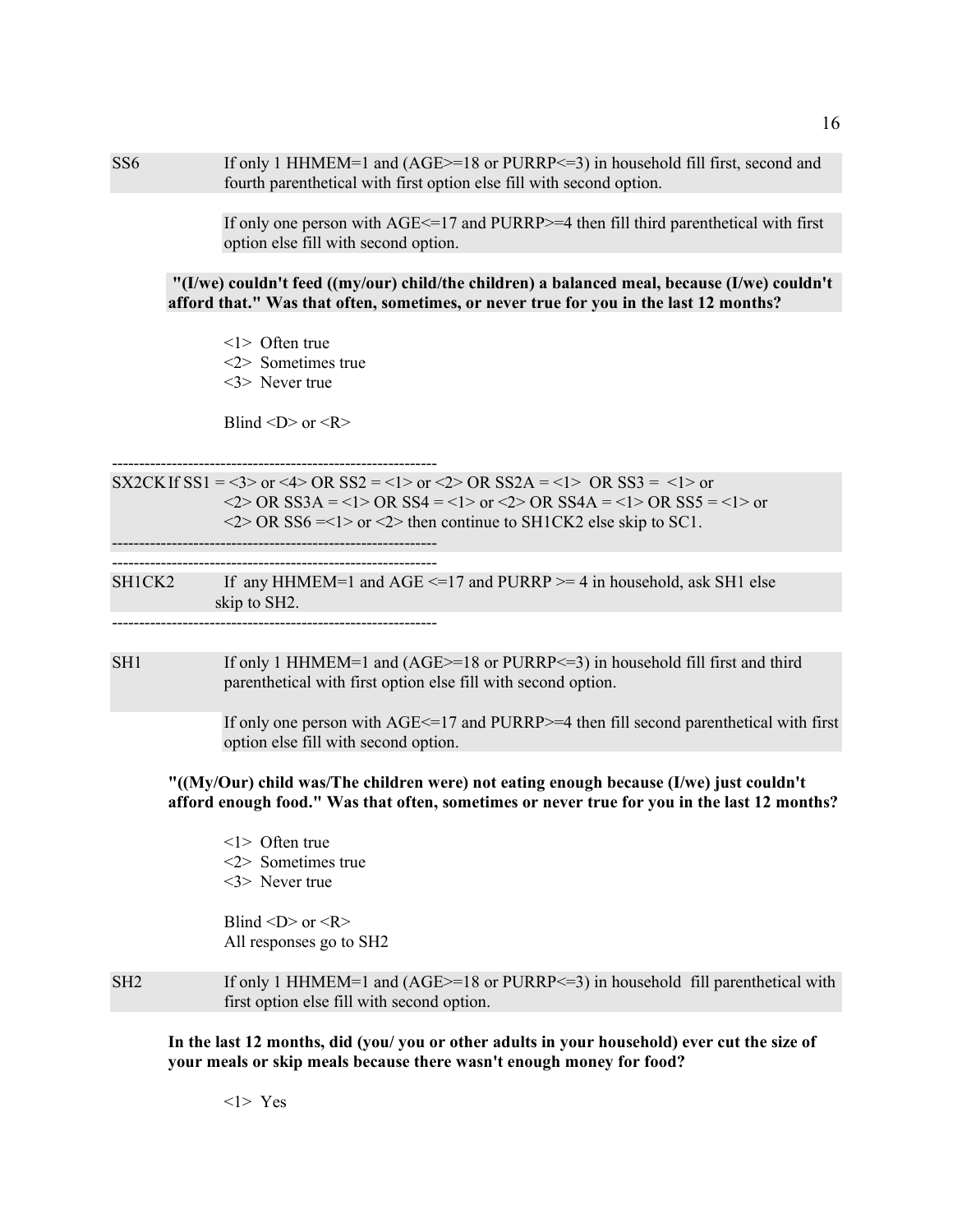SS6 If only 1 HHMEM=1 and (AGE>=18 or PURRP<=3) in household fill first, second and fourth parenthetical with first option else fill with second option.

If only one person with AGE<=17 and PURRP>=4 then fill third parenthetical with first option else fill with second option.

**"(I/we) couldn't feed ((my/our) child/the children) a balanced meal, because (I/we) couldn't afford that." Was that often, sometimes, or never true for you in the last 12 months?**

<1> Often true
<2> Sometimes true
<3> Never true

Blind <D> or <R>

------------------------------------------------------------

SX2CK If SS1 = <3> or <4> OR SS2 = <1> or <2> OR SS2A = <1> OR SS3 = <1> or <2> OR SS3A = <1> OR SS4 = <1> or <2> OR SS4A = <1> OR SS5 = <1> or <2> OR SS6 =<1> or <2> then continue to SH1CK2 else skip to SC1.

------------------------------------------------------------

------------------------------------------------------------

SH1CK2 If any HHMEM=1 and AGE <=17 and PURRP >= 4 in household, ask SH1 else skip to SH2.

------------------------------------------------------------

SH1 If only 1 HHMEM=1 and (AGE>=18 or PURRP<=3) in household fill first and third parenthetical with first option else fill with second option.

If only one person with AGE<=17 and PURRP>=4 then fill second parenthetical with first option else fill with second option.

**"((My/Our) child was/The children were) not eating enough because (I/we) just couldn't afford enough food." Was that often, sometimes or never true for you in the last 12 months?**

<1> Often true
<2> Sometimes true
<3> Never true

Blind <D> or <R>
All responses go to SH2

SH2 If only 1 HHMEM=1 and (AGE>=18 or PURRP<=3) in household fill parenthetical with first option else fill with second option.

**In the last 12 months, did (you/ you or other adults in your household) ever cut the size of your meals or skip meals because there wasn't enough money for food?**

<1> Yes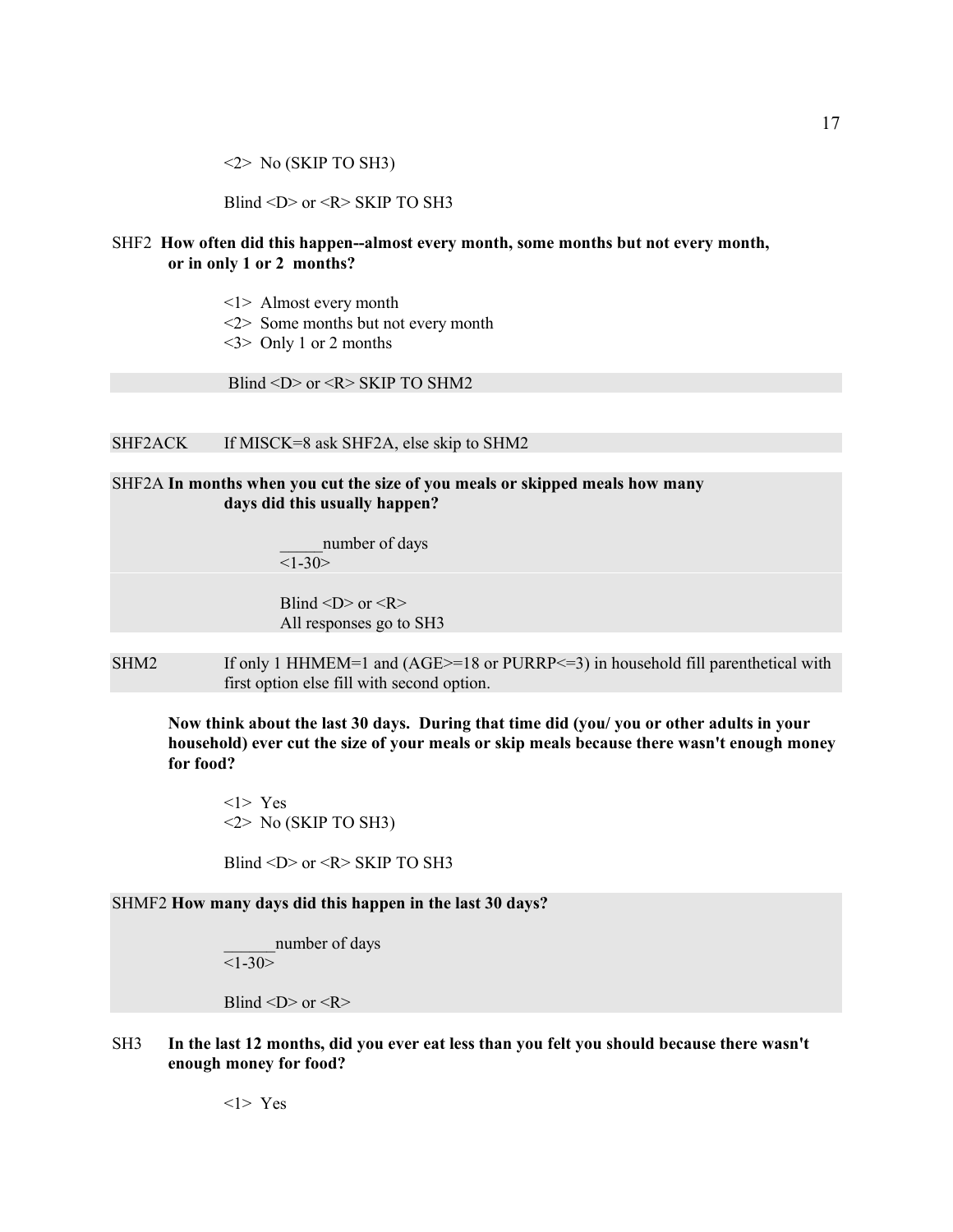<2>  No (SKIP TO SH3)

Blind <D> or <R> SKIP TO SH3

SHF2 **How often did this happen--almost every month, some months but not every month, or in only 1 or 2 months?**

<1>  Almost every month
<2>  Some months but not every month
<3>  Only 1 or 2 months

Blind <D> or <R> SKIP TO SHM2

SHF2ACK   If MISCK=8 ask SHF2A, else skip to SHM2

SHF2A **In months when you cut the size of you meals or skipped meals how many days did this usually happen?**

_____number of days
<1-30>

Blind <D> or <R>
All responses go to SH3

SHM2   If only 1 HHMEM=1 and (AGE>=18 or PURRP<=3) in household fill parenthetical with first option else fill with second option.

**Now think about the last 30 days. During that time did (you/ you or other adults in your household) ever cut the size of your meals or skip meals because there wasn't enough money for food?**

<1>  Yes
<2>  No (SKIP TO SH3)

Blind <D> or <R> SKIP TO SH3

SHMF2 **How many days did this happen in the last 30 days?**

______number of days
<1-30>

Blind <D> or <R>

SH3   **In the last 12 months, did you ever eat less than you felt you should because there wasn't enough money for food?**

<1>  Yes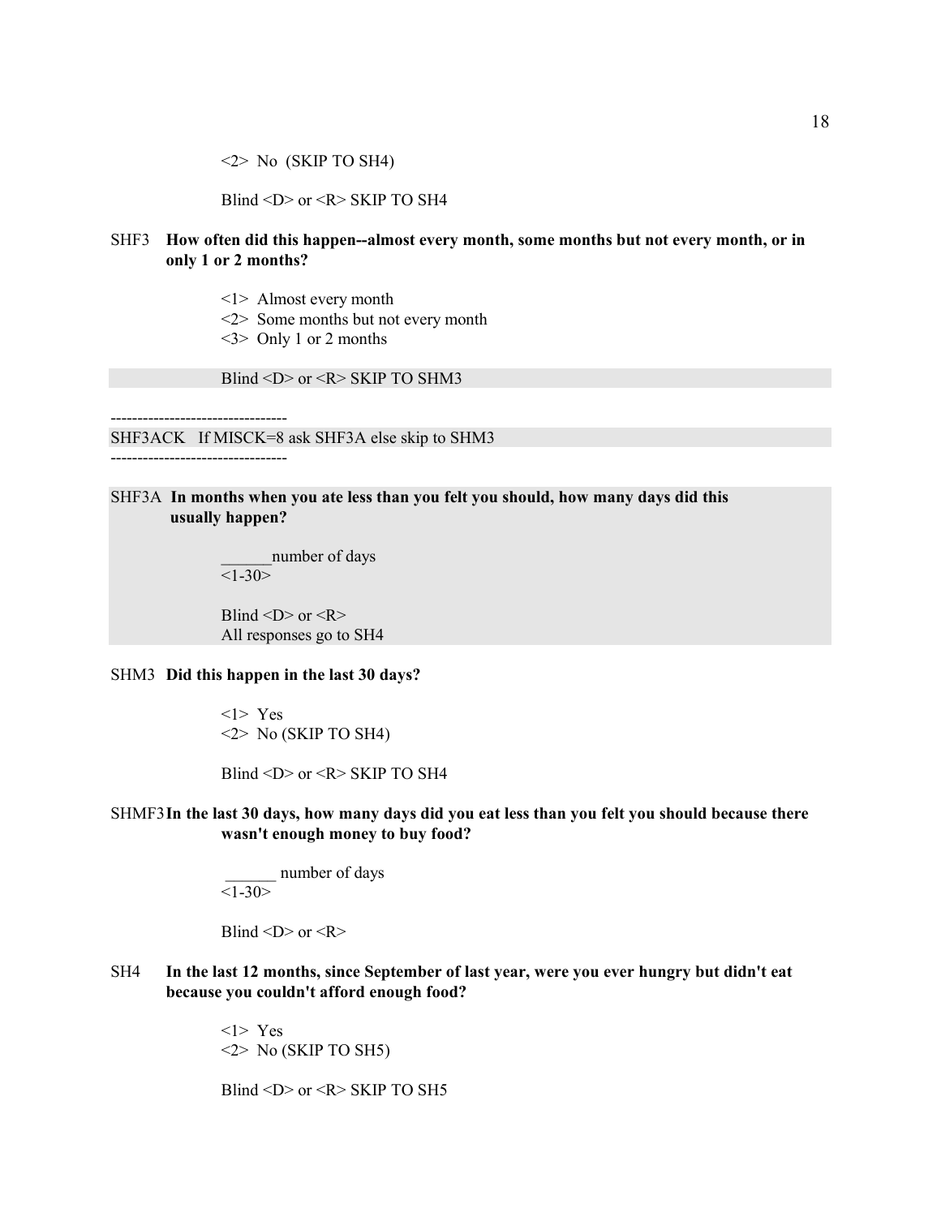<2> No (SKIP TO SH4)

Blind <D> or <R> SKIP TO SH4

SHF3 **How often did this happen--almost every month, some months but not every month, or in only 1 or 2 months?**

<1> Almost every month
<2> Some months but not every month
<3> Only 1 or 2 months

Blind <D> or <R> SKIP TO SHM3

---------------------------------
SHF3ACK If MISCK=8 ask SHF3A else skip to SHM3
---------------------------------

SHF3A **In months when you ate less than you felt you should, how many days did this usually happen?**

______number of days
<1-30>

Blind <D> or <R>
All responses go to SH4

SHM3 **Did this happen in the last 30 days?**

<1> Yes
<2> No (SKIP TO SH4)

Blind <D> or <R> SKIP TO SH4

SHMF3 **In the last 30 days, how many days did you eat less than you felt you should because there wasn't enough money to buy food?**

______ number of days
<1-30>

Blind <D> or <R>

SH4 **In the last 12 months, since September of last year, were you ever hungry but didn't eat because you couldn't afford enough food?**

<1> Yes
<2> No (SKIP TO SH5)

Blind <D> or <R> SKIP TO SH5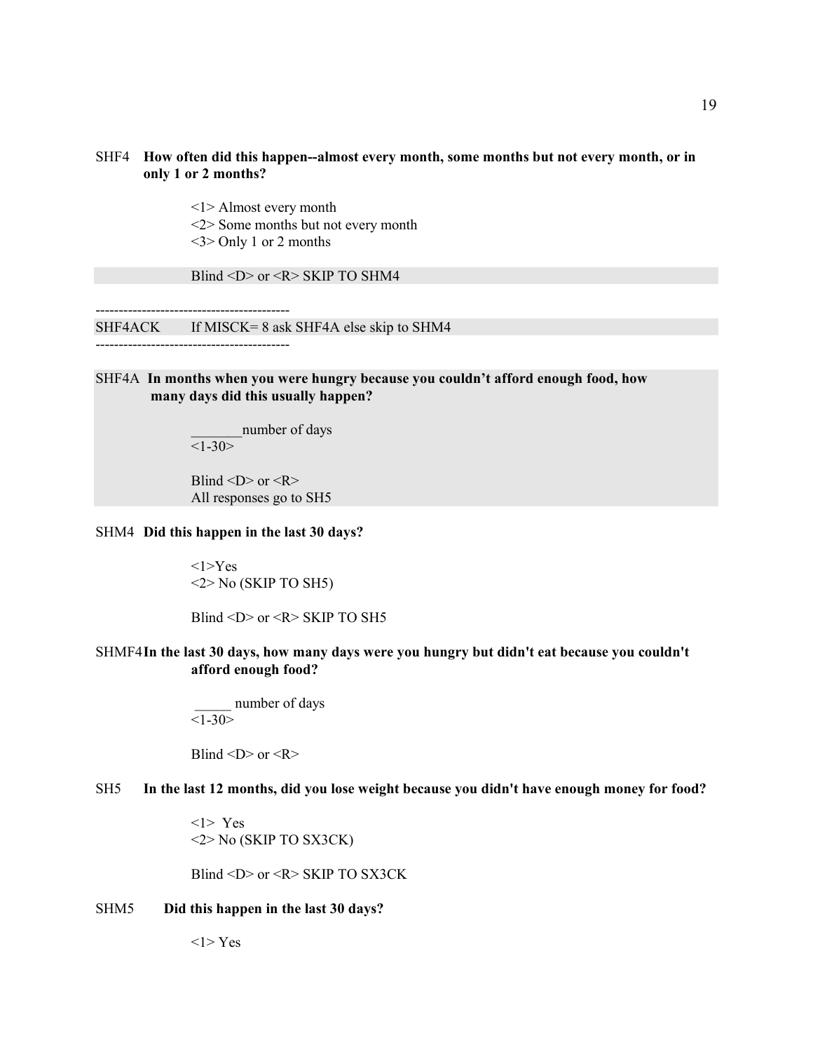SHF4 **How often did this happen--almost every month, some months but not every month, or in only 1 or 2 months?**

<1> Almost every month
<2> Some months but not every month
<3> Only 1 or 2 months

Blind <D> or <R> SKIP TO SHM4

------------------------------------------
SHF4ACK If MISCK= 8 ask SHF4A else skip to SHM4
------------------------------------------

SHF4A **In months when you were hungry because you couldn't afford enough food, how many days did this usually happen?**

_______number of days
<1-30>

Blind <D> or <R>
All responses go to SH5

SHM4 **Did this happen in the last 30 days?**

<1>Yes
<2> No (SKIP TO SH5)

Blind <D> or <R> SKIP TO SH5

SHMF4 **In the last 30 days, how many days were you hungry but didn't eat because you couldn't afford enough food?**

_____ number of days
<1-30>

Blind <D> or <R>

SH5 **In the last 12 months, did you lose weight because you didn't have enough money for food?**

<1> Yes
<2> No (SKIP TO SX3CK)

Blind <D> or <R> SKIP TO SX3CK

SHM5 **Did this happen in the last 30 days?**

<1> Yes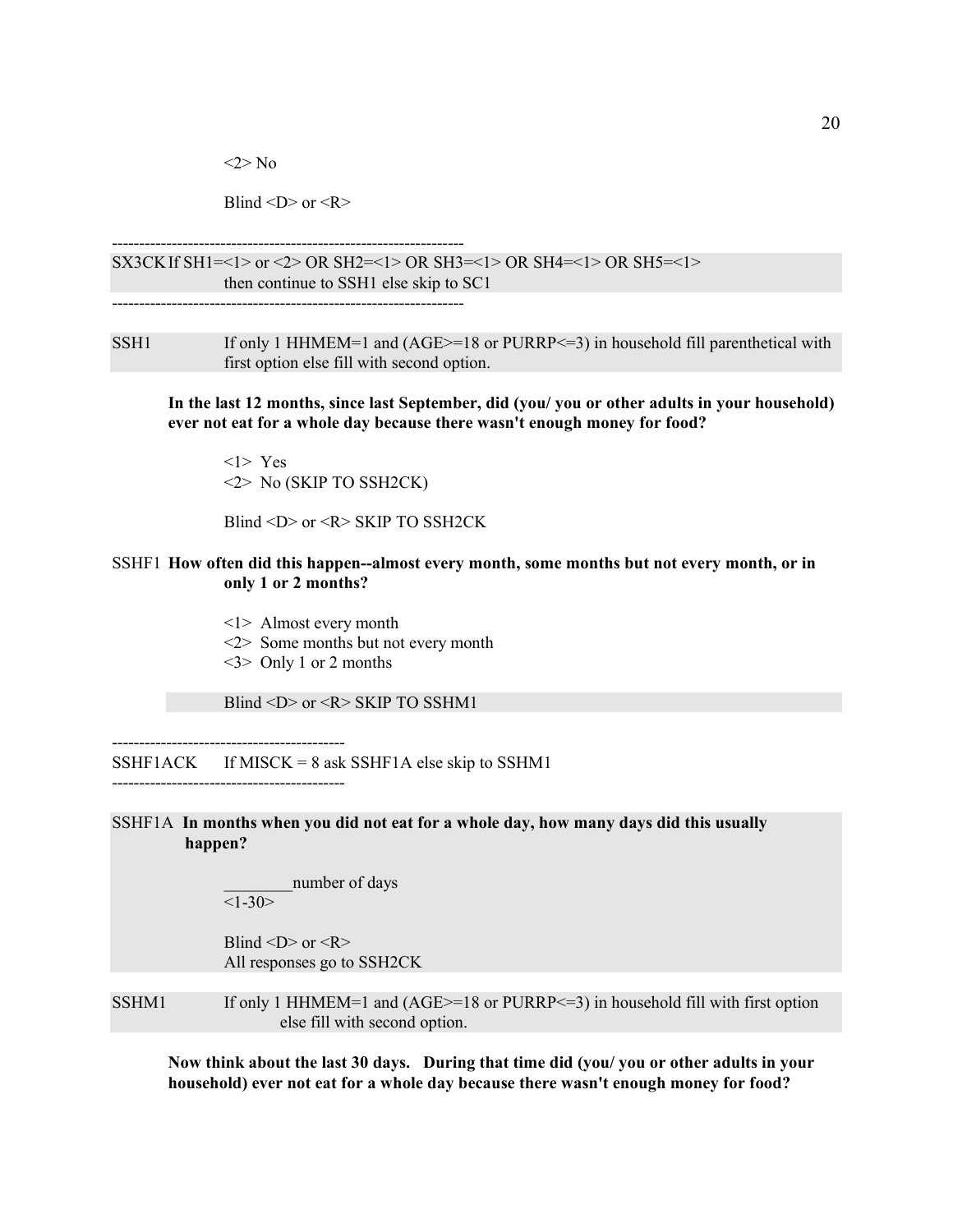<2> No

Blind <D> or <R>

------------------------------------------------------------------

SX3CK If SH1=<1> or <2> OR SH2=<1> OR SH3=<1> OR SH4=<1> OR SH5=<1> then continue to SSH1 else skip to SC1

------------------------------------------------------------------

SSH1 If only 1 HHMEM=1 and (AGE>=18 or PURRP<=3) in household fill parenthetical with first option else fill with second option.

**In the last 12 months, since last September, did (you/ you or other adults in your household) ever not eat for a whole day because there wasn't enough money for food?**

<1> Yes
<2> No (SKIP TO SSH2CK)

Blind <D> or <R> SKIP TO SSH2CK

SSHF1 **How often did this happen--almost every month, some months but not every month, or in only 1 or 2 months?**

<1> Almost every month
<2> Some months but not every month
<3> Only 1 or 2 months

Blind <D> or <R> SKIP TO SSHM1

--------------------------------------------

SSHF1ACK If MISCK = 8 ask SSHF1A else skip to SSHM1

--------------------------------------------

SSHF1A **In months when you did not eat for a whole day, how many days did this usually happen?**

________number of days
<1-30>

Blind <D> or <R>
All responses go to SSH2CK

SSHM1 If only 1 HHMEM=1 and (AGE>=18 or PURRP<=3) in household fill with first option else fill with second option.

**Now think about the last 30 days. During that time did (you/ you or other adults in your household) ever not eat for a whole day because there wasn't enough money for food?**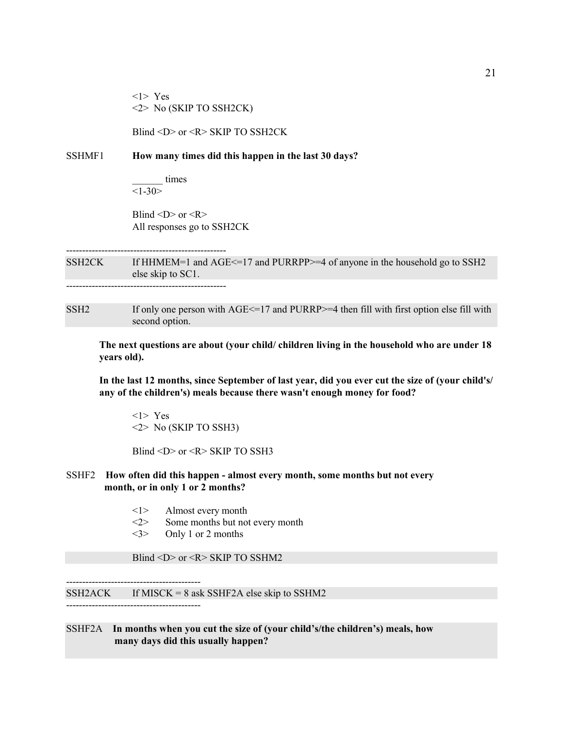<1> Yes
<2> No (SKIP TO SSH2CK)

Blind <D> or <R> SKIP TO SSH2CK

SSHMF1 **How many times did this happen in the last 30 days?**

______ times
<1-30>

Blind <D> or <R>
All responses go to SSH2CK

--------------------------------------------------

SSH2CK If HHMEM=1 and AGE<=17 and PURRPP>=4 of anyone in the household go to SSH2 else skip to SC1.

--------------------------------------------------

SSH2 If only one person with AGE<=17 and PURRP>=4 then fill with first option else fill with second option.

**The next questions are about (your child/ children living in the household who are under 18 years old).**

**In the last 12 months, since September of last year, did you ever cut the size of (your child's/ any of the children's) meals because there wasn't enough money for food?**

<1> Yes
<2> No (SKIP TO SSH3)

Blind <D> or <R> SKIP TO SSH3

SSHF2 **How often did this happen - almost every month, some months but not every month, or in only 1 or 2 months?**

<1> Almost every month
<2> Some months but not every month
<3> Only 1 or 2 months

Blind <D> or <R> SKIP TO SSHM2

------------------------------------------

SSH2ACK If MISCK = 8 ask SSHF2A else skip to SSHM2

------------------------------------------

SSHF2A **In months when you cut the size of (your child's/the children's) meals, how many days did this usually happen?**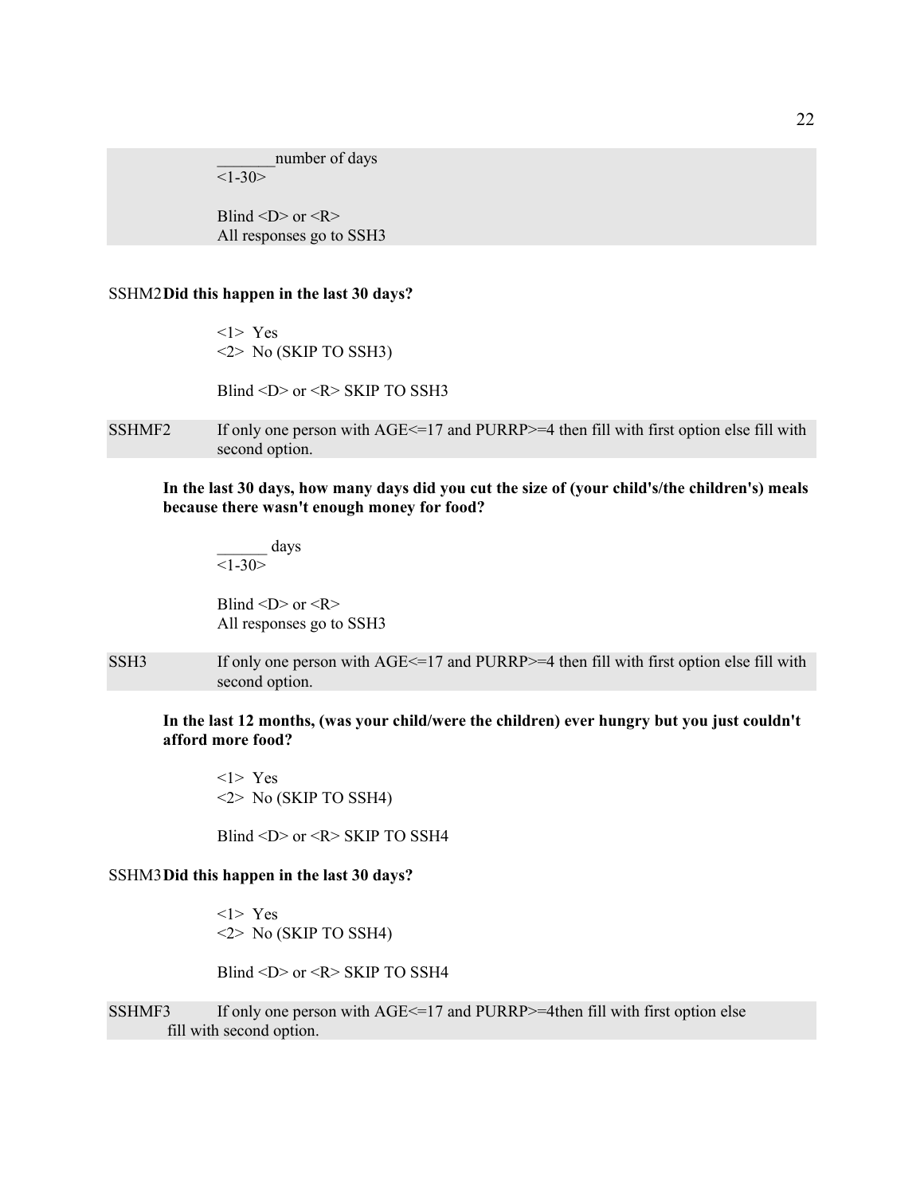_______number of days
<1-30>

Blind <D> or <R>
All responses go to SSH3

SSHM2 **Did this happen in the last 30 days?**

<1> Yes
<2> No (SKIP TO SSH3)

Blind <D> or <R> SKIP TO SSH3

SSHMF2 If only one person with AGE<=17 and PURRP>=4 then fill with first option else fill with second option.

**In the last 30 days, how many days did you cut the size of (your child's/the children's) meals because there wasn't enough money for food?**

______ days
<1-30>

Blind <D> or <R>
All responses go to SSH3

SSH3 If only one person with AGE<=17 and PURRP>=4 then fill with first option else fill with second option.

**In the last 12 months, (was your child/were the children) ever hungry but you just couldn't afford more food?**

<1> Yes
<2> No (SKIP TO SSH4)

Blind <D> or <R> SKIP TO SSH4

SSHM3 **Did this happen in the last 30 days?**

<1> Yes
<2> No (SKIP TO SSH4)

Blind <D> or <R> SKIP TO SSH4

SSHMF3 If only one person with AGE<=17 and PURRP>=4then fill with first option else fill with second option.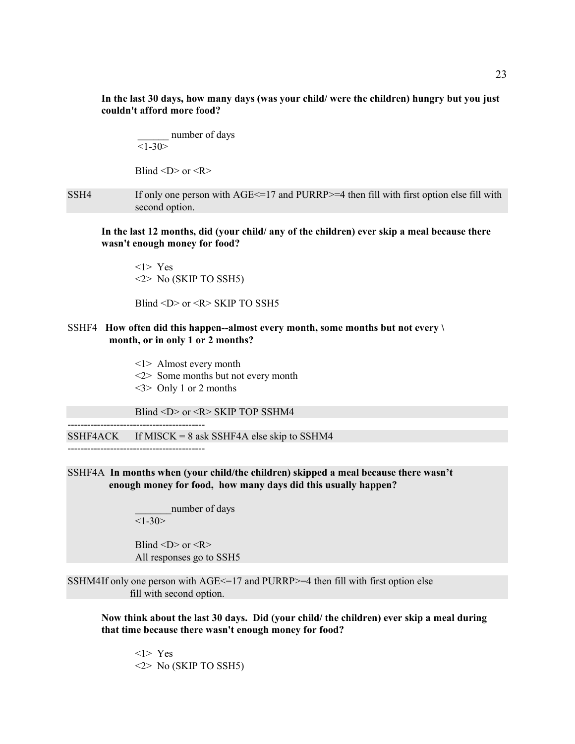**In the last 30 days, how many days (was your child/ were the children) hungry but you just couldn't afford more food?**

______ number of days
<1-30>

Blind <D> or <R>

SSH4 If only one person with AGE<=17 and PURRP>=4 then fill with first option else fill with second option.

**In the last 12 months, did (your child/ any of the children) ever skip a meal because there wasn't enough money for food?**

<1> Yes
<2> No (SKIP TO SSH5)

Blind <D> or <R> SKIP TO SSH5

SSHF4 **How often did this happen--almost every month, some months but not every \ month, or in only 1 or 2 months?**

<1> Almost every month
<2> Some months but not every month
<3> Only 1 or 2 months

Blind <D> or <R> SKIP TOP SSHM4

------------------------------------------

SSHF4ACK If MISCK = 8 ask SSHF4A else skip to SSHM4

------------------------------------------

SSHF4A **In months when (your child/the children) skipped a meal because there wasn't enough money for food, how many days did this usually happen?**

_______number of days
<1-30>

Blind <D> or <R>
All responses go to SSH5

SSHM4If only one person with AGE<=17 and PURRP>=4 then fill with first option else fill with second option.

**Now think about the last 30 days. Did (your child/ the children) ever skip a meal during that time because there wasn't enough money for food?**

<1> Yes
<2> No (SKIP TO SSH5)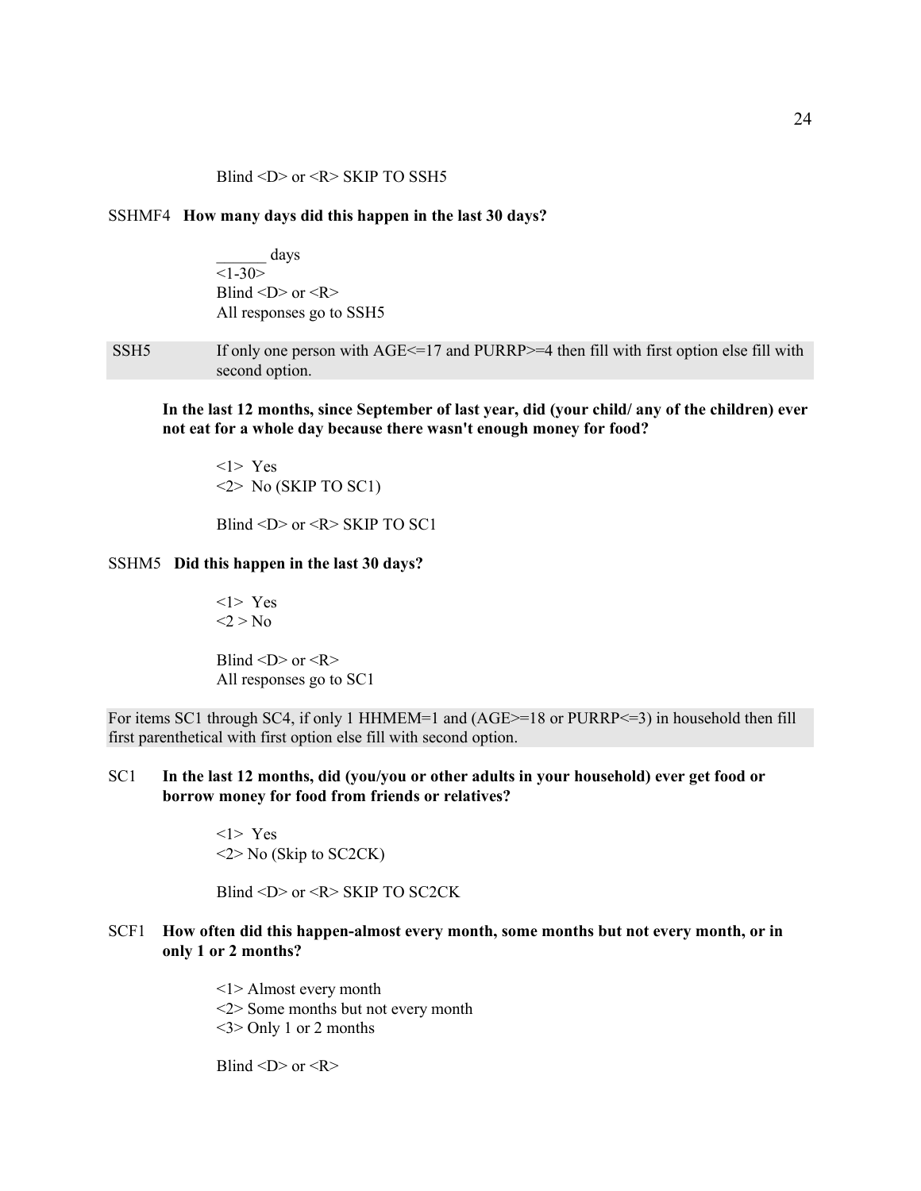Blind <D> or <R> SKIP TO SSH5

SSHMF4 **How many days did this happen in the last 30 days?**

______ days
<1-30>
Blind <D> or <R>
All responses go to SSH5

SSH5 If only one person with AGE<=17 and PURRP>=4 then fill with first option else fill with second option.

**In the last 12 months, since September of last year, did (your child/ any of the children) ever not eat for a whole day because there wasn't enough money for food?**

<1> Yes
<2> No (SKIP TO SC1)

Blind <D> or <R> SKIP TO SC1

SSHM5 **Did this happen in the last 30 days?**

<1> Yes
<2 > No

Blind <D> or <R>
All responses go to SC1

For items SC1 through SC4, if only 1 HHMEM=1 and (AGE>=18 or PURRP<=3) in household then fill first parenthetical with first option else fill with second option.

SC1 **In the last 12 months, did (you/you or other adults in your household) ever get food or borrow money for food from friends or relatives?**

<1> Yes
<2> No (Skip to SC2CK)

Blind <D> or <R> SKIP TO SC2CK

SCF1 **How often did this happen-almost every month, some months but not every month, or in only 1 or 2 months?**

<1> Almost every month
<2> Some months but not every month
<3> Only 1 or 2 months

Blind <D> or <R>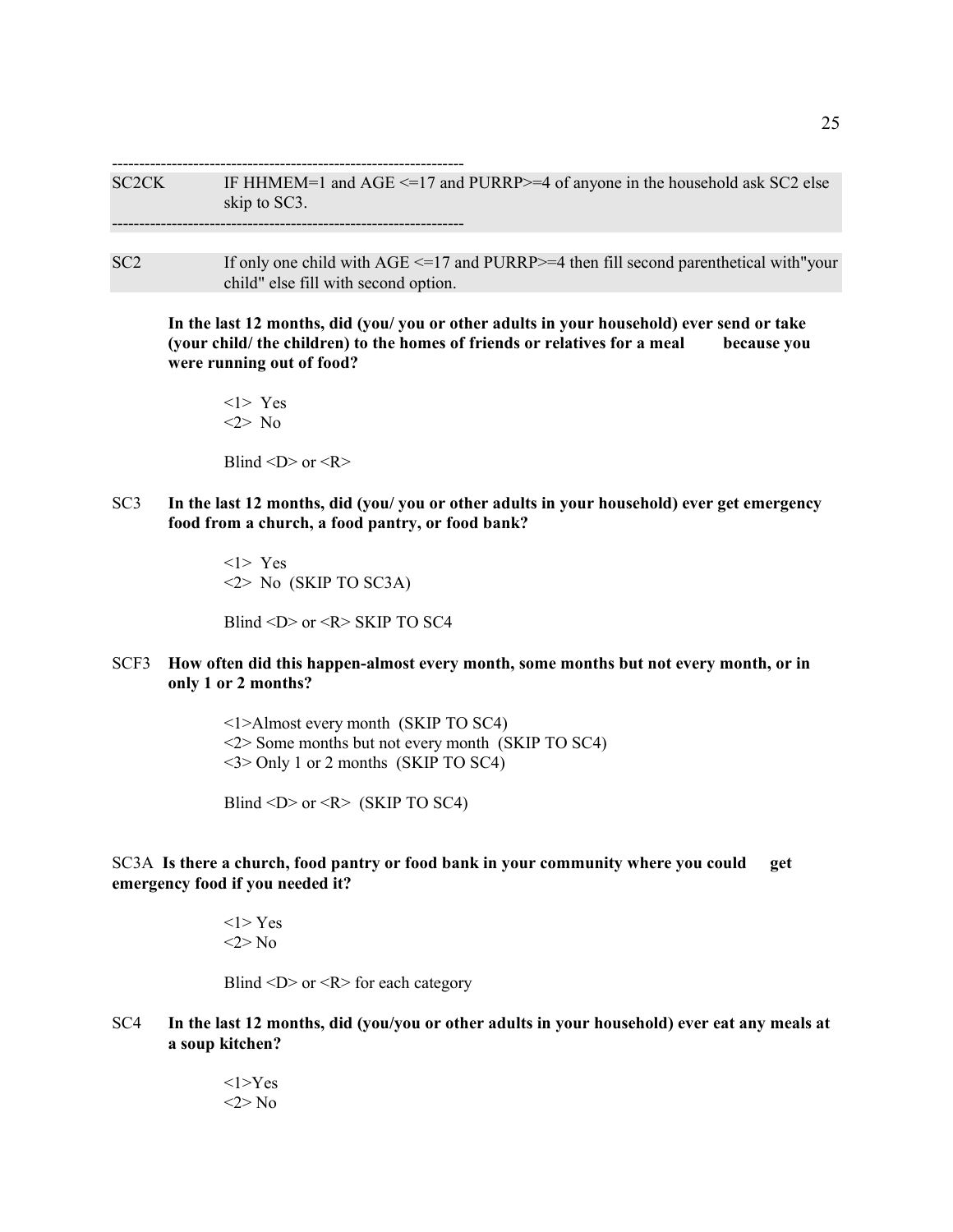-----------------------------------------------------------------

SC2CK IF HHMEM=1 and AGE <=17 and PURRP>=4 of anyone in the household ask SC2 else skip to SC3.

-----------------------------------------------------------------

SC2 If only one child with AGE <=17 and PURRP>=4 then fill second parenthetical with"your child" else fill with second option.

**In the last 12 months, did (you/ you or other adults in your household) ever send or take (your child/ the children) to the homes of friends or relatives for a meal because you were running out of food?**

<1> Yes
<2> No

Blind <D> or <R>

SC3 **In the last 12 months, did (you/ you or other adults in your household) ever get emergency food from a church, a food pantry, or food bank?**

<1> Yes
<2> No (SKIP TO SC3A)

Blind <D> or <R> SKIP TO SC4

SCF3 **How often did this happen-almost every month, some months but not every month, or in only 1 or 2 months?**

<1>Almost every month (SKIP TO SC4)
<2> Some months but not every month (SKIP TO SC4)
<3> Only 1 or 2 months (SKIP TO SC4)

Blind <D> or <R> (SKIP TO SC4)

SC3A **Is there a church, food pantry or food bank in your community where you could get emergency food if you needed it?**

<1> Yes
<2> No

Blind <D> or <R> for each category

SC4 **In the last 12 months, did (you/you or other adults in your household) ever eat any meals at a soup kitchen?**

<1>Yes
<2> No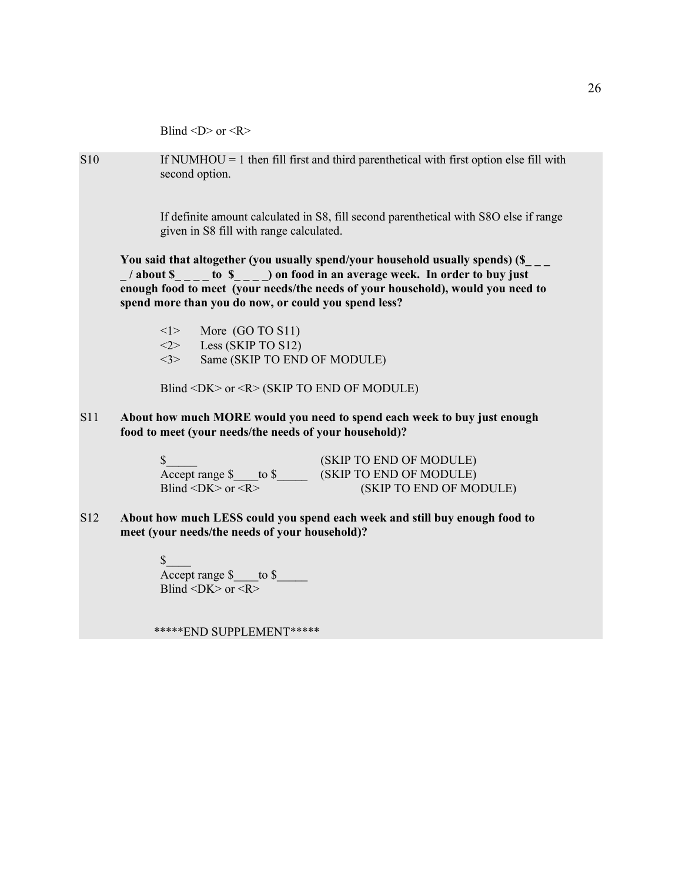Blind <D> or <R>

S10 If NUMHOU = 1 then fill first and third parenthetical with first option else fill with second option.

If definite amount calculated in S8, fill second parenthetical with S8O else if range given in S8 fill with range calculated.

**You said that altogether (you usually spend/your household usually spends) ($_ _ _ _ / about $_ _ _ _ to $_ _ _ _) on food in an average week. In order to buy just enough food to meet (your needs/the needs of your household), would you need to spend more than you do now, or could you spend less?**

<1> More (GO TO S11)
<2> Less (SKIP TO S12)
<3> Same (SKIP TO END OF MODULE)

Blind <DK> or <R> (SKIP TO END OF MODULE)

S11 **About how much MORE would you need to spend each week to buy just enough food to meet (your needs/the needs of your household)?**

$_____ (SKIP TO END OF MODULE)
Accept range $____to $_____ (SKIP TO END OF MODULE)
Blind <DK> or <R> (SKIP TO END OF MODULE)

S12 **About how much LESS could you spend each week and still buy enough food to meet (your needs/the needs of your household)?**

$____
Accept range $____to $_____
Blind <DK> or <R>

*****END SUPPLEMENT*****